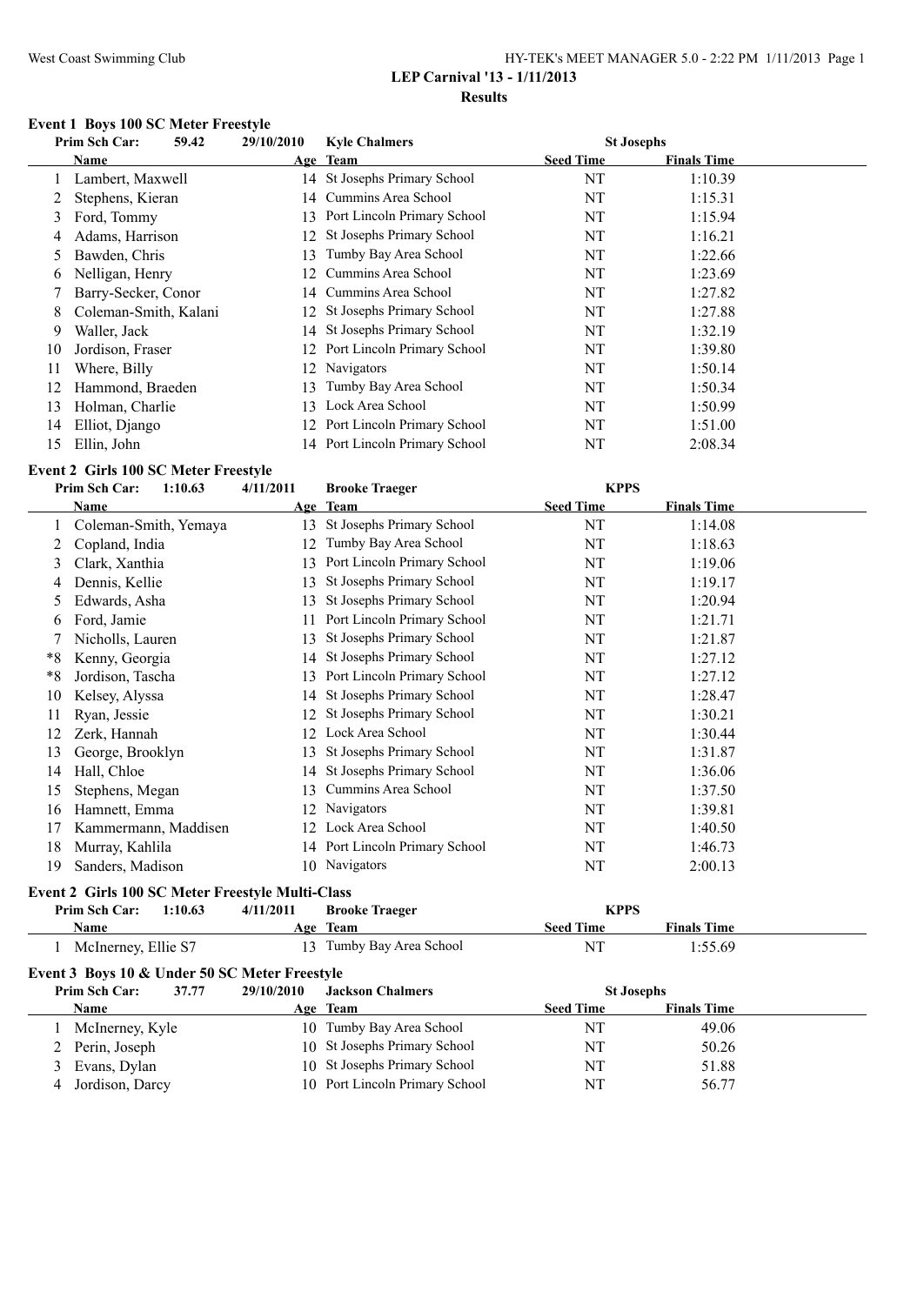West Coast Swimming Club

HY-TEK's MEET MANAGER 5.0 - 2:22 PM 1/11/2013

# LEP Carnival '13 - 1/11/2013

## Results

### Event 1 Boys 100 SC Meter Freestyle

Prim Sch Car: 59.42 29/10/2010 Kyle Chalmers St Josephs

| | Name | Age | Team | Seed Time | Finals Time |
|---|---|---|---|---|---|
| 1 | Lambert, Maxwell | 14 | St Josephs Primary School | NT | 1:10.39 |
| 2 | Stephens, Kieran | 14 | Cummins Area School | NT | 1:15.31 |
| 3 | Ford, Tommy | 13 | Port Lincoln Primary School | NT | 1:15.94 |
| 4 | Adams, Harrison | 12 | St Josephs Primary School | NT | 1:16.21 |
| 5 | Bawden, Chris | 13 | Tumby Bay Area School | NT | 1:22.66 |
| 6 | Nelligan, Henry | 12 | Cummins Area School | NT | 1:23.69 |
| 7 | Barry-Secker, Conor | 14 | Cummins Area School | NT | 1:27.82 |
| 8 | Coleman-Smith, Kalani | 12 | St Josephs Primary School | NT | 1:27.88 |
| 9 | Waller, Jack | 14 | St Josephs Primary School | NT | 1:32.19 |
| 10 | Jordison, Fraser | 12 | Port Lincoln Primary School | NT | 1:39.80 |
| 11 | Where, Billy | 12 | Navigators | NT | 1:50.14 |
| 12 | Hammond, Braeden | 13 | Tumby Bay Area School | NT | 1:50.34 |
| 13 | Holman, Charlie | 13 | Lock Area School | NT | 1:50.99 |
| 14 | Elliot, Django | 12 | Port Lincoln Primary School | NT | 1:51.00 |
| 15 | Ellin, John | 14 | Port Lincoln Primary School | NT | 2:08.34 |

### Event 2 Girls 100 SC Meter Freestyle

Prim Sch Car: 1:10.63 4/11/2011 Brooke Traeger KPPS

| | Name | Age | Team | Seed Time | Finals Time |
|---|---|---|---|---|---|
| 1 | Coleman-Smith, Yemaya | 13 | St Josephs Primary School | NT | 1:14.08 |
| 2 | Copland, India | 12 | Tumby Bay Area School | NT | 1:18.63 |
| 3 | Clark, Xanthia | 13 | Port Lincoln Primary School | NT | 1:19.06 |
| 4 | Dennis, Kellie | 13 | St Josephs Primary School | NT | 1:19.17 |
| 5 | Edwards, Asha | 13 | St Josephs Primary School | NT | 1:20.94 |
| 6 | Ford, Jamie | 11 | Port Lincoln Primary School | NT | 1:21.71 |
| 7 | Nicholls, Lauren | 13 | St Josephs Primary School | NT | 1:21.87 |
| *8 | Kenny, Georgia | 14 | St Josephs Primary School | NT | 1:27.12 |
| *8 | Jordison, Tascha | 13 | Port Lincoln Primary School | NT | 1:27.12 |
| 10 | Kelsey, Alyssa | 14 | St Josephs Primary School | NT | 1:28.47 |
| 11 | Ryan, Jessie | 12 | St Josephs Primary School | NT | 1:30.21 |
| 12 | Zerk, Hannah | 12 | Lock Area School | NT | 1:30.44 |
| 13 | George, Brooklyn | 13 | St Josephs Primary School | NT | 1:31.87 |
| 14 | Hall, Chloe | 14 | St Josephs Primary School | NT | 1:36.06 |
| 15 | Stephens, Megan | 13 | Cummins Area School | NT | 1:37.50 |
| 16 | Hamnett, Emma | 12 | Navigators | NT | 1:39.81 |
| 17 | Kammermann, Maddisen | 12 | Lock Area School | NT | 1:40.50 |
| 18 | Murray, Kahlila | 14 | Port Lincoln Primary School | NT | 1:46.73 |
| 19 | Sanders, Madison | 10 | Navigators | NT | 2:00.13 |

### Event 2 Girls 100 SC Meter Freestyle Multi-Class

Prim Sch Car: 1:10.63 4/11/2011 Brooke Traeger KPPS

| | Name | Age | Team | Seed Time | Finals Time |
|---|---|---|---|---|---|
| 1 | McInerney, Ellie S7 | 13 | Tumby Bay Area School | NT | 1:55.69 |

### Event 3 Boys 10 & Under 50 SC Meter Freestyle

Prim Sch Car: 37.77 29/10/2010 Jackson Chalmers St Josephs

| | Name | Age | Team | Seed Time | Finals Time |
|---|---|---|---|---|---|
| 1 | McInerney, Kyle | 10 | Tumby Bay Area School | NT | 49.06 |
| 2 | Perin, Joseph | 10 | St Josephs Primary School | NT | 50.26 |
| 3 | Evans, Dylan | 10 | St Josephs Primary School | NT | 51.88 |
| 4 | Jordison, Darcy | 10 | Port Lincoln Primary School | NT | 56.77 |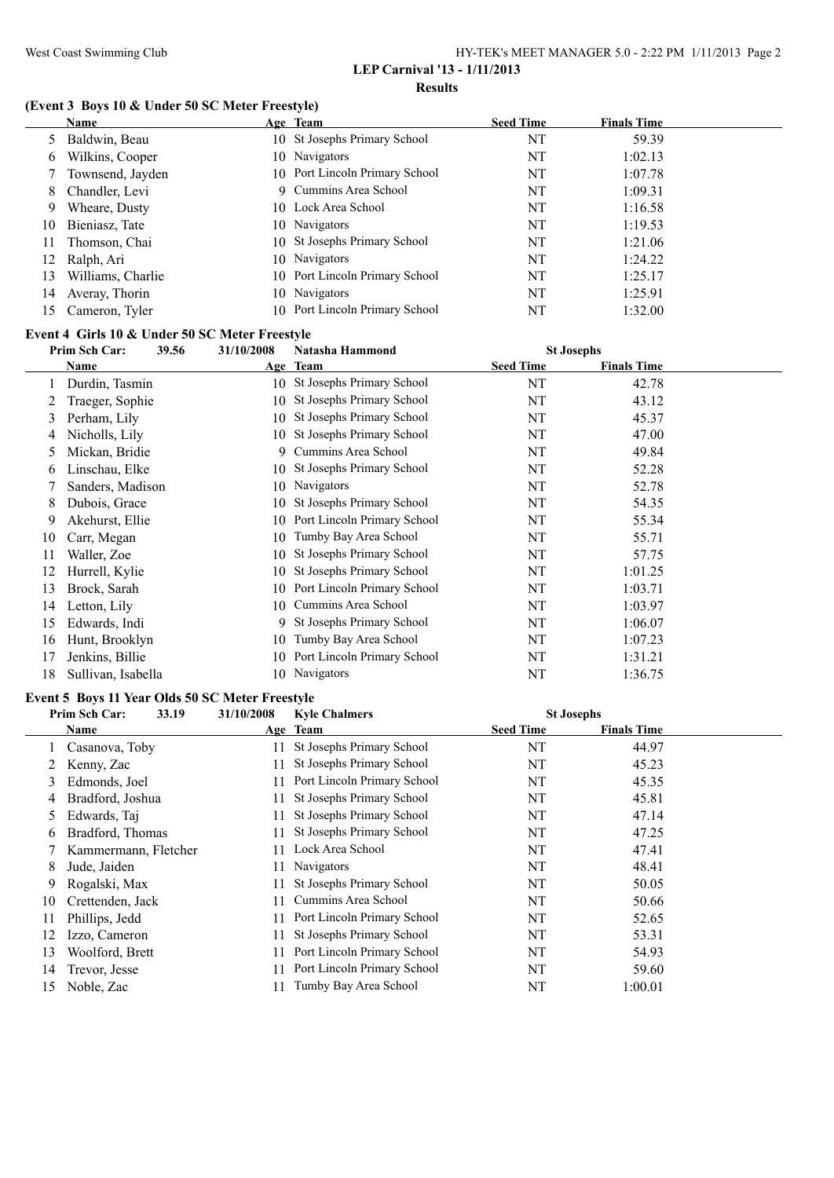## LEP Carnival '13 - 1/11/2013

### Results

**(Event 3 Boys 10 & Under 50 SC Meter Freestyle)**

| | Name | Age | Team | Seed Time | Finals Time |
|---|---|---|---|---|---|
| 5 | Baldwin, Beau | 10 | St Josephs Primary School | NT | 59.39 |
| 6 | Wilkins, Cooper | 10 | Navigators | NT | 1:02.13 |
| 7 | Townsend, Jayden | 10 | Port Lincoln Primary School | NT | 1:07.78 |
| 8 | Chandler, Levi | 9 | Cummins Area School | NT | 1:09.31 |
| 9 | Wheare, Dusty | 10 | Lock Area School | NT | 1:16.58 |
| 10 | Bieniasz, Tate | 10 | Navigators | NT | 1:19.53 |
| 11 | Thomson, Chai | 10 | St Josephs Primary School | NT | 1:21.06 |
| 12 | Ralph, Ari | 10 | Navigators | NT | 1:24.22 |
| 13 | Williams, Charlie | 10 | Port Lincoln Primary School | NT | 1:25.17 |
| 14 | Averay, Thorin | 10 | Navigators | NT | 1:25.91 |
| 15 | Cameron, Tyler | 10 | Port Lincoln Primary School | NT | 1:32.00 |

**Event 4 Girls 10 & Under 50 SC Meter Freestyle**

Prim Sch Car: 39.56 31/10/2008 Natasha Hammond St Josephs

| | Name | Age | Team | Seed Time | Finals Time |
|---|---|---|---|---|---|
| 1 | Durdin, Tasmin | 10 | St Josephs Primary School | NT | 42.78 |
| 2 | Traeger, Sophie | 10 | St Josephs Primary School | NT | 43.12 |
| 3 | Perham, Lily | 10 | St Josephs Primary School | NT | 45.37 |
| 4 | Nicholls, Lily | 10 | St Josephs Primary School | NT | 47.00 |
| 5 | Mickan, Bridie | 9 | Cummins Area School | NT | 49.84 |
| 6 | Linschau, Elke | 10 | St Josephs Primary School | NT | 52.28 |
| 7 | Sanders, Madison | 10 | Navigators | NT | 52.78 |
| 8 | Dubois, Grace | 10 | St Josephs Primary School | NT | 54.35 |
| 9 | Akehurst, Ellie | 10 | Port Lincoln Primary School | NT | 55.34 |
| 10 | Carr, Megan | 10 | Tumby Bay Area School | NT | 55.71 |
| 11 | Waller, Zoe | 10 | St Josephs Primary School | NT | 57.75 |
| 12 | Hurrell, Kylie | 10 | St Josephs Primary School | NT | 1:01.25 |
| 13 | Brock, Sarah | 10 | Port Lincoln Primary School | NT | 1:03.71 |
| 14 | Letton, Lily | 10 | Cummins Area School | NT | 1:03.97 |
| 15 | Edwards, Indi | 9 | St Josephs Primary School | NT | 1:06.07 |
| 16 | Hunt, Brooklyn | 10 | Tumby Bay Area School | NT | 1:07.23 |
| 17 | Jenkins, Billie | 10 | Port Lincoln Primary School | NT | 1:31.21 |
| 18 | Sullivan, Isabella | 10 | Navigators | NT | 1:36.75 |

**Event 5 Boys 11 Year Olds 50 SC Meter Freestyle**

Prim Sch Car: 33.19 31/10/2008 Kyle Chalmers St Josephs

| | Name | Age | Team | Seed Time | Finals Time |
|---|---|---|---|---|---|
| 1 | Casanova, Toby | 11 | St Josephs Primary School | NT | 44.97 |
| 2 | Kenny, Zac | 11 | St Josephs Primary School | NT | 45.23 |
| 3 | Edmonds, Joel | 11 | Port Lincoln Primary School | NT | 45.35 |
| 4 | Bradford, Joshua | 11 | St Josephs Primary School | NT | 45.81 |
| 5 | Edwards, Taj | 11 | St Josephs Primary School | NT | 47.14 |
| 6 | Bradford, Thomas | 11 | St Josephs Primary School | NT | 47.25 |
| 7 | Kammermann, Fletcher | 11 | Lock Area School | NT | 47.41 |
| 8 | Jude, Jaiden | 11 | Navigators | NT | 48.41 |
| 9 | Rogalski, Max | 11 | St Josephs Primary School | NT | 50.05 |
| 10 | Crettenden, Jack | 11 | Cummins Area School | NT | 50.66 |
| 11 | Phillips, Jedd | 11 | Port Lincoln Primary School | NT | 52.65 |
| 12 | Izzo, Cameron | 11 | St Josephs Primary School | NT | 53.31 |
| 13 | Woolford, Brett | 11 | Port Lincoln Primary School | NT | 54.93 |
| 14 | Trevor, Jesse | 11 | Port Lincoln Primary School | NT | 59.60 |
| 15 | Noble, Zac | 11 | Tumby Bay Area School | NT | 1:00.01 |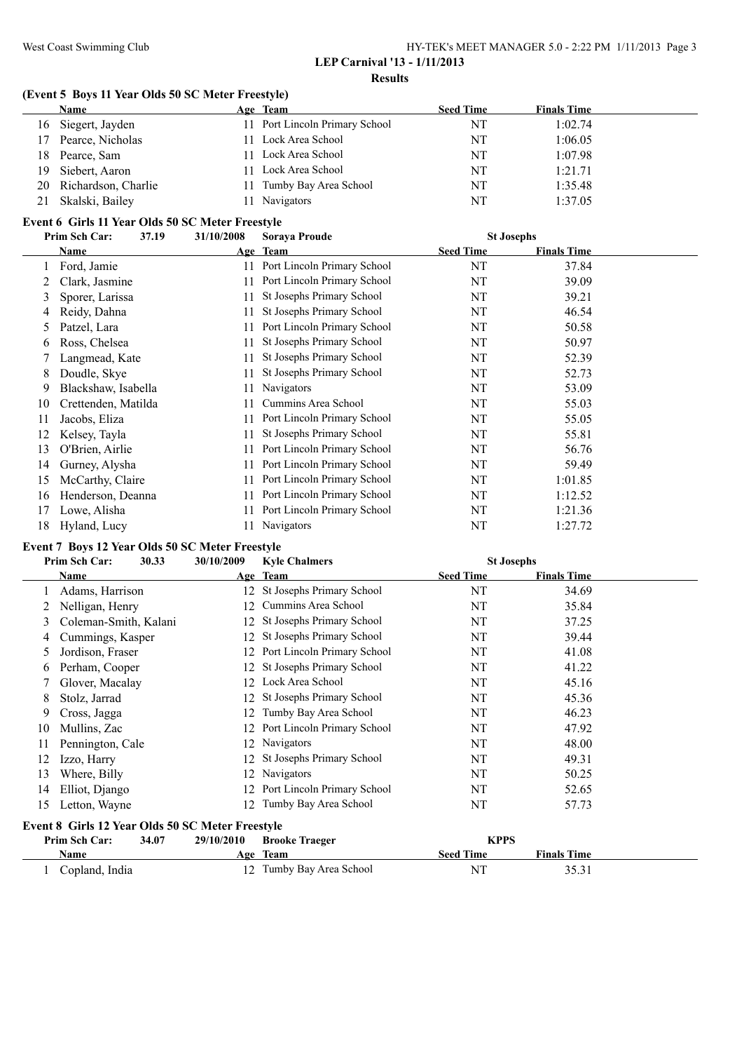**LEP Carnival '13 - 1/11/2013**

**Results**

### (Event 5 Boys 11 Year Olds 50 SC Meter Freestyle)

| | Name | Age | Team | Seed Time | Finals Time |
|---|---|---|---|---|---|
| 16 | Siegert, Jayden | 11 | Port Lincoln Primary School | NT | 1:02.74 |
| 17 | Pearce, Nicholas | 11 | Lock Area School | NT | 1:06.05 |
| 18 | Pearce, Sam | 11 | Lock Area School | NT | 1:07.98 |
| 19 | Siebert, Aaron | 11 | Lock Area School | NT | 1:21.71 |
| 20 | Richardson, Charlie | 11 | Tumby Bay Area School | NT | 1:35.48 |
| 21 | Skalski, Bailey | 11 | Navigators | NT | 1:37.05 |

### Event 6 Girls 11 Year Olds 50 SC Meter Freestyle

**Prim Sch Car: 37.19 31/10/2008 Soraya Proude St Josephs**

| | Name | Age | Team | Seed Time | Finals Time |
|---|---|---|---|---|---|
| 1 | Ford, Jamie | 11 | Port Lincoln Primary School | NT | 37.84 |
| 2 | Clark, Jasmine | 11 | Port Lincoln Primary School | NT | 39.09 |
| 3 | Sporer, Larissa | 11 | St Josephs Primary School | NT | 39.21 |
| 4 | Reidy, Dahna | 11 | St Josephs Primary School | NT | 46.54 |
| 5 | Patzel, Lara | 11 | Port Lincoln Primary School | NT | 50.58 |
| 6 | Ross, Chelsea | 11 | St Josephs Primary School | NT | 50.97 |
| 7 | Langmead, Kate | 11 | St Josephs Primary School | NT | 52.39 |
| 8 | Doudle, Skye | 11 | St Josephs Primary School | NT | 52.73 |
| 9 | Blackshaw, Isabella | 11 | Navigators | NT | 53.09 |
| 10 | Crettenden, Matilda | 11 | Cummins Area School | NT | 55.03 |
| 11 | Jacobs, Eliza | 11 | Port Lincoln Primary School | NT | 55.05 |
| 12 | Kelsey, Tayla | 11 | St Josephs Primary School | NT | 55.81 |
| 13 | O'Brien, Airlie | 11 | Port Lincoln Primary School | NT | 56.76 |
| 14 | Gurney, Alysha | 11 | Port Lincoln Primary School | NT | 59.49 |
| 15 | McCarthy, Claire | 11 | Port Lincoln Primary School | NT | 1:01.85 |
| 16 | Henderson, Deanna | 11 | Port Lincoln Primary School | NT | 1:12.52 |
| 17 | Lowe, Alisha | 11 | Port Lincoln Primary School | NT | 1:21.36 |
| 18 | Hyland, Lucy | 11 | Navigators | NT | 1:27.72 |

### Event 7 Boys 12 Year Olds 50 SC Meter Freestyle

**Prim Sch Car: 30.33 30/10/2009 Kyle Chalmers St Josephs**

| | Name | Age | Team | Seed Time | Finals Time |
|---|---|---|---|---|---|
| 1 | Adams, Harrison | 12 | St Josephs Primary School | NT | 34.69 |
| 2 | Nelligan, Henry | 12 | Cummins Area School | NT | 35.84 |
| 3 | Coleman-Smith, Kalani | 12 | St Josephs Primary School | NT | 37.25 |
| 4 | Cummings, Kasper | 12 | St Josephs Primary School | NT | 39.44 |
| 5 | Jordison, Fraser | 12 | Port Lincoln Primary School | NT | 41.08 |
| 6 | Perham, Cooper | 12 | St Josephs Primary School | NT | 41.22 |
| 7 | Glover, Macalay | 12 | Lock Area School | NT | 45.16 |
| 8 | Stolz, Jarrad | 12 | St Josephs Primary School | NT | 45.36 |
| 9 | Cross, Jagga | 12 | Tumby Bay Area School | NT | 46.23 |
| 10 | Mullins, Zac | 12 | Port Lincoln Primary School | NT | 47.92 |
| 11 | Pennington, Cale | 12 | Navigators | NT | 48.00 |
| 12 | Izzo, Harry | 12 | St Josephs Primary School | NT | 49.31 |
| 13 | Where, Billy | 12 | Navigators | NT | 50.25 |
| 14 | Elliot, Django | 12 | Port Lincoln Primary School | NT | 52.65 |
| 15 | Letton, Wayne | 12 | Tumby Bay Area School | NT | 57.73 |

### Event 8 Girls 12 Year Olds 50 SC Meter Freestyle

**Prim Sch Car: 34.07 29/10/2010 Brooke Traeger KPPS**

| | Name | Age | Team | Seed Time | Finals Time |
|---|---|---|---|---|---|
| 1 | Copland, India | 12 | Tumby Bay Area School | NT | 35.31 |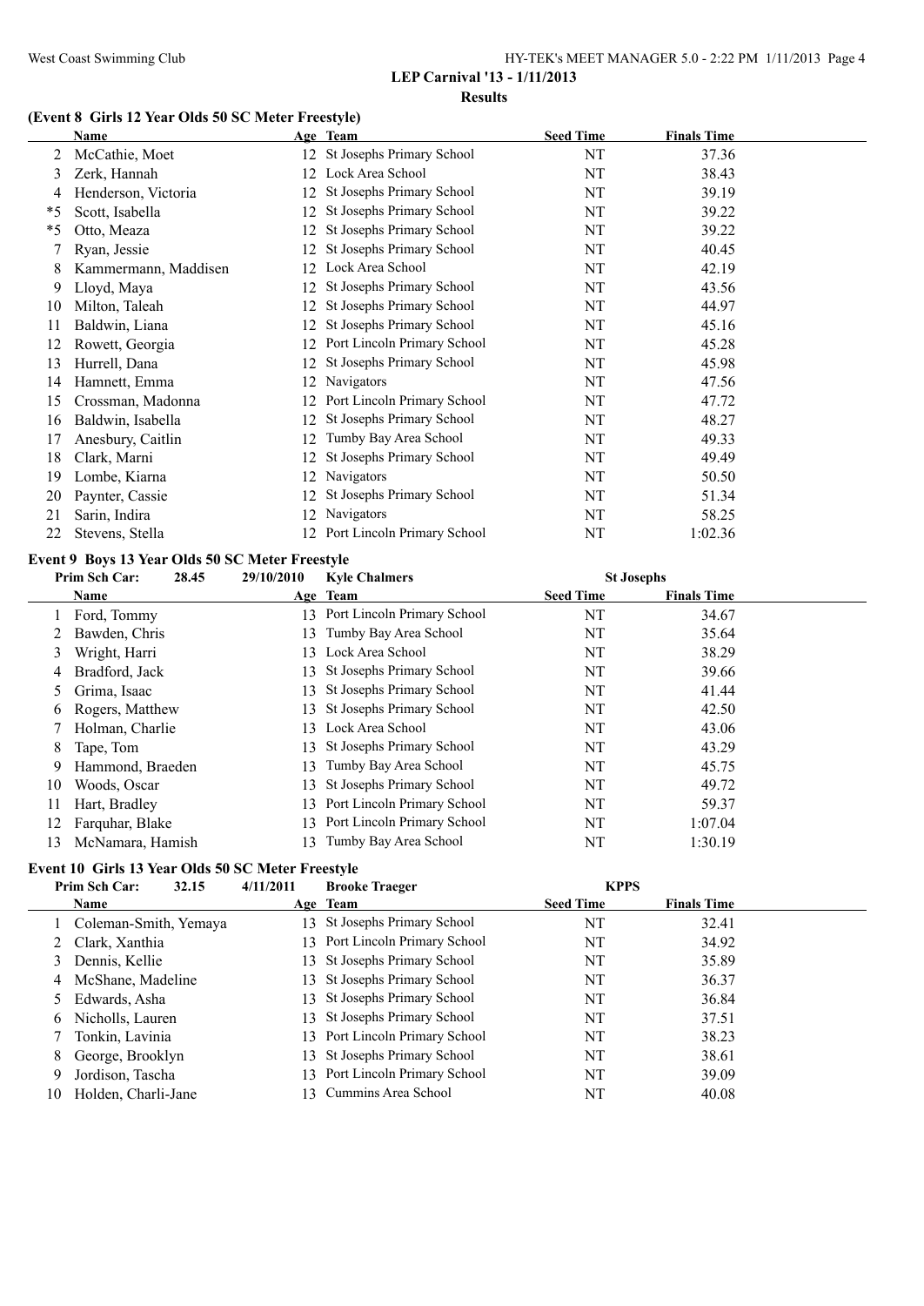**LEP Carnival '13 - 1/11/2013**

**Results**

### (Event 8 Girls 12 Year Olds 50 SC Meter Freestyle)

| | Name | Age | Team | Seed Time | Finals Time |
|---|---|---|---|---|---|
| 2 | McCathie, Moet | 12 | St Josephs Primary School | NT | 37.36 |
| 3 | Zerk, Hannah | 12 | Lock Area School | NT | 38.43 |
| 4 | Henderson, Victoria | 12 | St Josephs Primary School | NT | 39.19 |
| *5 | Scott, Isabella | 12 | St Josephs Primary School | NT | 39.22 |
| *5 | Otto, Meaza | 12 | St Josephs Primary School | NT | 39.22 |
| 7 | Ryan, Jessie | 12 | St Josephs Primary School | NT | 40.45 |
| 8 | Kammermann, Maddisen | 12 | Lock Area School | NT | 42.19 |
| 9 | Lloyd, Maya | 12 | St Josephs Primary School | NT | 43.56 |
| 10 | Milton, Taleah | 12 | St Josephs Primary School | NT | 44.97 |
| 11 | Baldwin, Liana | 12 | St Josephs Primary School | NT | 45.16 |
| 12 | Rowett, Georgia | 12 | Port Lincoln Primary School | NT | 45.28 |
| 13 | Hurrell, Dana | 12 | St Josephs Primary School | NT | 45.98 |
| 14 | Hamnett, Emma | 12 | Navigators | NT | 47.56 |
| 15 | Crossman, Madonna | 12 | Port Lincoln Primary School | NT | 47.72 |
| 16 | Baldwin, Isabella | 12 | St Josephs Primary School | NT | 48.27 |
| 17 | Anesbury, Caitlin | 12 | Tumby Bay Area School | NT | 49.33 |
| 18 | Clark, Marni | 12 | St Josephs Primary School | NT | 49.49 |
| 19 | Lombe, Kiarna | 12 | Navigators | NT | 50.50 |
| 20 | Paynter, Cassie | 12 | St Josephs Primary School | NT | 51.34 |
| 21 | Sarin, Indira | 12 | Navigators | NT | 58.25 |
| 22 | Stevens, Stella | 12 | Port Lincoln Primary School | NT | 1:02.36 |

### Event 9 Boys 13 Year Olds 50 SC Meter Freestyle

**Prim Sch Car:** 28.45 29/10/2010 **Kyle Chalmers** **St Josephs**

| | Name | Age | Team | Seed Time | Finals Time |
|---|---|---|---|---|---|
| 1 | Ford, Tommy | 13 | Port Lincoln Primary School | NT | 34.67 |
| 2 | Bawden, Chris | 13 | Tumby Bay Area School | NT | 35.64 |
| 3 | Wright, Harri | 13 | Lock Area School | NT | 38.29 |
| 4 | Bradford, Jack | 13 | St Josephs Primary School | NT | 39.66 |
| 5 | Grima, Isaac | 13 | St Josephs Primary School | NT | 41.44 |
| 6 | Rogers, Matthew | 13 | St Josephs Primary School | NT | 42.50 |
| 7 | Holman, Charlie | 13 | Lock Area School | NT | 43.06 |
| 8 | Tape, Tom | 13 | St Josephs Primary School | NT | 43.29 |
| 9 | Hammond, Braeden | 13 | Tumby Bay Area School | NT | 45.75 |
| 10 | Woods, Oscar | 13 | St Josephs Primary School | NT | 49.72 |
| 11 | Hart, Bradley | 13 | Port Lincoln Primary School | NT | 59.37 |
| 12 | Farquhar, Blake | 13 | Port Lincoln Primary School | NT | 1:07.04 |
| 13 | McNamara, Hamish | 13 | Tumby Bay Area School | NT | 1:30.19 |

### Event 10 Girls 13 Year Olds 50 SC Meter Freestyle

**Prim Sch Car:** 32.15 4/11/2011 **Brooke Traeger** **KPPS**

| | Name | Age | Team | Seed Time | Finals Time |
|---|---|---|---|---|---|
| 1 | Coleman-Smith, Yemaya | 13 | St Josephs Primary School | NT | 32.41 |
| 2 | Clark, Xanthia | 13 | Port Lincoln Primary School | NT | 34.92 |
| 3 | Dennis, Kellie | 13 | St Josephs Primary School | NT | 35.89 |
| 4 | McShane, Madeline | 13 | St Josephs Primary School | NT | 36.37 |
| 5 | Edwards, Asha | 13 | St Josephs Primary School | NT | 36.84 |
| 6 | Nicholls, Lauren | 13 | St Josephs Primary School | NT | 37.51 |
| 7 | Tonkin, Lavinia | 13 | Port Lincoln Primary School | NT | 38.23 |
| 8 | George, Brooklyn | 13 | St Josephs Primary School | NT | 38.61 |
| 9 | Jordison, Tascha | 13 | Port Lincoln Primary School | NT | 39.09 |
| 10 | Holden, Charli-Jane | 13 | Cummins Area School | NT | 40.08 |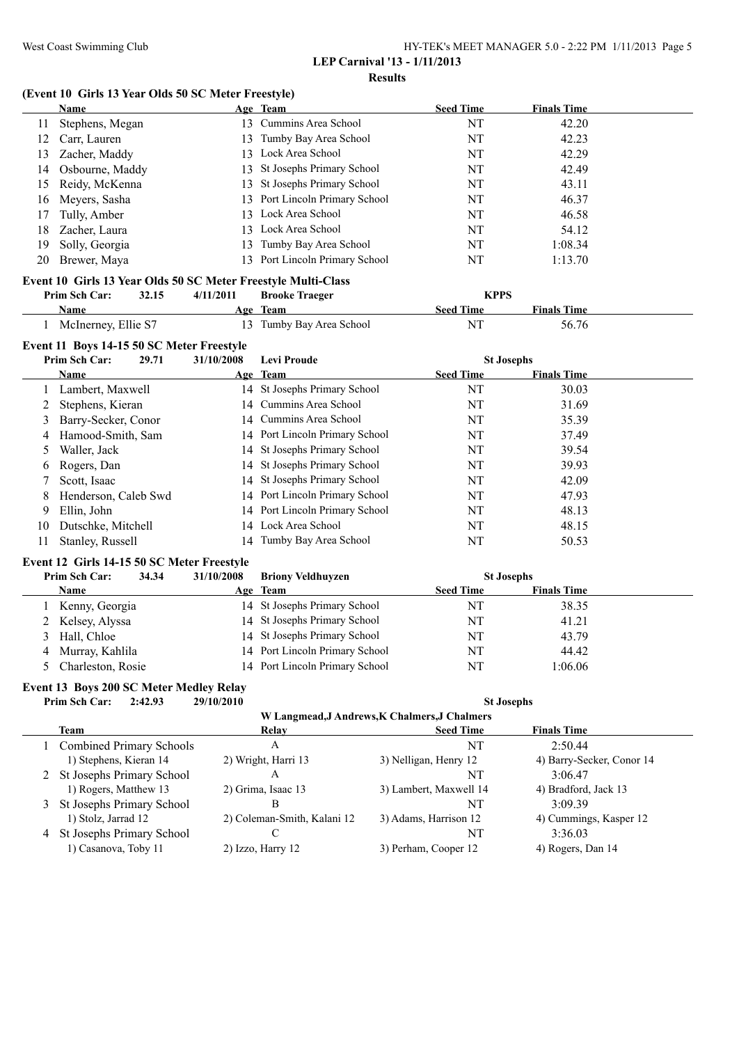## LEP Carnival '13 - 1/11/2013

### Results

#### (Event 10 Girls 13 Year Olds 50 SC Meter Freestyle)

| | Name | Age | Team | Seed Time | Finals Time |
|---|---|---|---|---|---|
| 11 | Stephens, Megan | 13 | Cummins Area School | NT | 42.20 |
| 12 | Carr, Lauren | 13 | Tumby Bay Area School | NT | 42.23 |
| 13 | Zacher, Maddy | 13 | Lock Area School | NT | 42.29 |
| 14 | Osbourne, Maddy | 13 | St Josephs Primary School | NT | 42.49 |
| 15 | Reidy, McKenna | 13 | St Josephs Primary School | NT | 43.11 |
| 16 | Meyers, Sasha | 13 | Port Lincoln Primary School | NT | 46.37 |
| 17 | Tully, Amber | 13 | Lock Area School | NT | 46.58 |
| 18 | Zacher, Laura | 13 | Lock Area School | NT | 54.12 |
| 19 | Solly, Georgia | 13 | Tumby Bay Area School | NT | 1:08.34 |
| 20 | Brewer, Maya | 13 | Port Lincoln Primary School | NT | 1:13.70 |

#### Event 10 Girls 13 Year Olds 50 SC Meter Freestyle Multi-Class

Prim Sch Car: 32.15 4/11/2011 Brooke Traeger KPPS

| | Name | Age | Team | Seed Time | Finals Time |
|---|---|---|---|---|---|
| 1 | McInerney, Ellie S7 | 13 | Tumby Bay Area School | NT | 56.76 |

#### Event 11 Boys 14-15 50 SC Meter Freestyle

Prim Sch Car: 29.71 31/10/2008 Levi Proude St Josephs

| | Name | Age | Team | Seed Time | Finals Time |
|---|---|---|---|---|---|
| 1 | Lambert, Maxwell | 14 | St Josephs Primary School | NT | 30.03 |
| 2 | Stephens, Kieran | 14 | Cummins Area School | NT | 31.69 |
| 3 | Barry-Secker, Conor | 14 | Cummins Area School | NT | 35.39 |
| 4 | Hamood-Smith, Sam | 14 | Port Lincoln Primary School | NT | 37.49 |
| 5 | Waller, Jack | 14 | St Josephs Primary School | NT | 39.54 |
| 6 | Rogers, Dan | 14 | St Josephs Primary School | NT | 39.93 |
| 7 | Scott, Isaac | 14 | St Josephs Primary School | NT | 42.09 |
| 8 | Henderson, Caleb Swd | 14 | Port Lincoln Primary School | NT | 47.93 |
| 9 | Ellin, John | 14 | Port Lincoln Primary School | NT | 48.13 |
| 10 | Dutschke, Mitchell | 14 | Lock Area School | NT | 48.15 |
| 11 | Stanley, Russell | 14 | Tumby Bay Area School | NT | 50.53 |

#### Event 12 Girls 14-15 50 SC Meter Freestyle

Prim Sch Car: 34.34 31/10/2008 Briony Veldhuyzen St Josephs

| | Name | Age | Team | Seed Time | Finals Time |
|---|---|---|---|---|---|
| 1 | Kenny, Georgia | 14 | St Josephs Primary School | NT | 38.35 |
| 2 | Kelsey, Alyssa | 14 | St Josephs Primary School | NT | 41.21 |
| 3 | Hall, Chloe | 14 | St Josephs Primary School | NT | 43.79 |
| 4 | Murray, Kahlila | 14 | Port Lincoln Primary School | NT | 44.42 |
| 5 | Charleston, Rosie | 14 | Port Lincoln Primary School | NT | 1:06.06 |

#### Event 13 Boys 200 SC Meter Medley Relay

Prim Sch Car: 2:42.93 29/10/2010 St Josephs

W Langmead,J Andrews,K Chalmers,J Chalmers

| | Team | Relay | Seed Time | Finals Time |
|---|---|---|---|---|
| 1 | Combined Primary Schools | A | NT | 2:50.44 |
| | 1) Stephens, Kieran 14 | 2) Wright, Harri 13 | 3) Nelligan, Henry 12 | 4) Barry-Secker, Conor 14 |
| 2 | St Josephs Primary School | A | NT | 3:06.47 |
| | 1) Rogers, Matthew 13 | 2) Grima, Isaac 13 | 3) Lambert, Maxwell 14 | 4) Bradford, Jack 13 |
| 3 | St Josephs Primary School | B | NT | 3:09.39 |
| | 1) Stolz, Jarrad 12 | 2) Coleman-Smith, Kalani 12 | 3) Adams, Harrison 12 | 4) Cummings, Kasper 12 |
| 4 | St Josephs Primary School | C | NT | 3:36.03 |
| | 1) Casanova, Toby 11 | 2) Izzo, Harry 12 | 3) Perham, Cooper 12 | 4) Rogers, Dan 14 |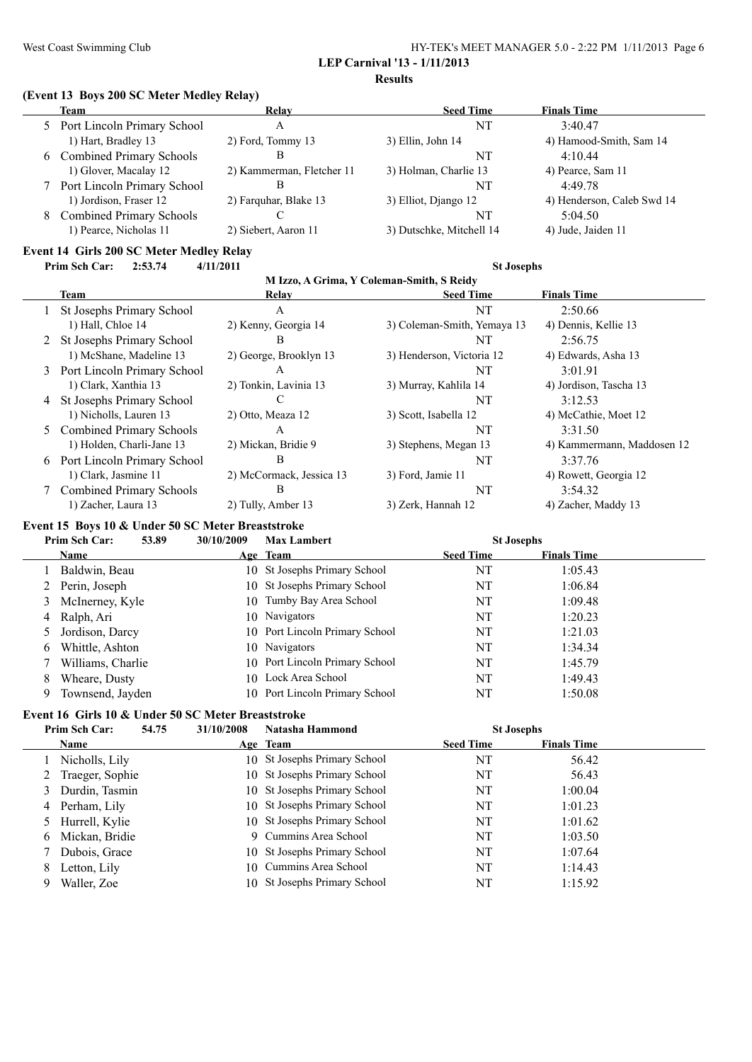**LEP Carnival '13 - 1/11/2013**

**Results**

### (Event 13 Boys 200 SC Meter Medley Relay)

| | Team | Relay | Seed Time | Finals Time |
|---|---|---|---|---|
| 5 | Port Lincoln Primary School | A | NT | 3:40.47 |
| | 1) Hart, Bradley 13 | 2) Ford, Tommy 13 | 3) Ellin, John 14 | 4) Hamood-Smith, Sam 14 |
| 6 | Combined Primary Schools | B | NT | 4:10.44 |
| | 1) Glover, Macalay 12 | 2) Kammerman, Fletcher 11 | 3) Holman, Charlie 13 | 4) Pearce, Sam 11 |
| 7 | Port Lincoln Primary School | B | NT | 4:49.78 |
| | 1) Jordison, Fraser 12 | 2) Farquhar, Blake 13 | 3) Elliot, Django 12 | 4) Henderson, Caleb Swd 14 |
| 8 | Combined Primary Schools | C | NT | 5:04.50 |
| | 1) Pearce, Nicholas 11 | 2) Siebert, Aaron 11 | 3) Dutschke, Mitchell 14 | 4) Jude, Jaiden 11 |

### Event 14 Girls 200 SC Meter Medley Relay

**Prim Sch Car:** 2:53.74 4/11/2011 St Josephs
M Izzo, A Grima, Y Coleman-Smith, S Reidy

| | Team | Relay | Seed Time | Finals Time |
|---|---|---|---|---|
| 1 | St Josephs Primary School | A | NT | 2:50.66 |
| | 1) Hall, Chloe 14 | 2) Kenny, Georgia 14 | 3) Coleman-Smith, Yemaya 13 | 4) Dennis, Kellie 13 |
| 2 | St Josephs Primary School | B | NT | 2:56.75 |
| | 1) McShane, Madeline 13 | 2) George, Brooklyn 13 | 3) Henderson, Victoria 12 | 4) Edwards, Asha 13 |
| 3 | Port Lincoln Primary School | A | NT | 3:01.91 |
| | 1) Clark, Xanthia 13 | 2) Tonkin, Lavinia 13 | 3) Murray, Kahlila 14 | 4) Jordison, Tascha 13 |
| 4 | St Josephs Primary School | C | NT | 3:12.53 |
| | 1) Nicholls, Lauren 13 | 2) Otto, Meaza 12 | 3) Scott, Isabella 12 | 4) McCathie, Moet 12 |
| 5 | Combined Primary Schools | A | NT | 3:31.50 |
| | 1) Holden, Charli-Jane 13 | 2) Mickan, Bridie 9 | 3) Stephens, Megan 13 | 4) Kammermann, Maddosen 12 |
| 6 | Port Lincoln Primary School | B | NT | 3:37.76 |
| | 1) Clark, Jasmine 11 | 2) McCormack, Jessica 13 | 3) Ford, Jamie 11 | 4) Rowett, Georgia 12 |
| 7 | Combined Primary Schools | B | NT | 3:54.32 |
| | 1) Zacher, Laura 13 | 2) Tully, Amber 13 | 3) Zerk, Hannah 12 | 4) Zacher, Maddy 13 |

### Event 15 Boys 10 & Under 50 SC Meter Breaststroke

**Prim Sch Car:** 53.89 30/10/2009 Max Lambert St Josephs

| | Name | Age | Team | Seed Time | Finals Time |
|---|---|---|---|---|---|
| 1 | Baldwin, Beau | 10 | St Josephs Primary School | NT | 1:05.43 |
| 2 | Perin, Joseph | 10 | St Josephs Primary School | NT | 1:06.84 |
| 3 | McInerney, Kyle | 10 | Tumby Bay Area School | NT | 1:09.48 |
| 4 | Ralph, Ari | 10 | Navigators | NT | 1:20.23 |
| 5 | Jordison, Darcy | 10 | Port Lincoln Primary School | NT | 1:21.03 |
| 6 | Whittle, Ashton | 10 | Navigators | NT | 1:34.34 |
| 7 | Williams, Charlie | 10 | Port Lincoln Primary School | NT | 1:45.79 |
| 8 | Wheare, Dusty | 10 | Lock Area School | NT | 1:49.43 |
| 9 | Townsend, Jayden | 10 | Port Lincoln Primary School | NT | 1:50.08 |

### Event 16 Girls 10 & Under 50 SC Meter Breaststroke

**Prim Sch Car:** 54.75 31/10/2008 Natasha Hammond St Josephs

| | Name | Age | Team | Seed Time | Finals Time |
|---|---|---|---|---|---|
| 1 | Nicholls, Lily | 10 | St Josephs Primary School | NT | 56.42 |
| 2 | Traeger, Sophie | 10 | St Josephs Primary School | NT | 56.43 |
| 3 | Durdin, Tasmin | 10 | St Josephs Primary School | NT | 1:00.04 |
| 4 | Perham, Lily | 10 | St Josephs Primary School | NT | 1:01.23 |
| 5 | Hurrell, Kylie | 10 | St Josephs Primary School | NT | 1:01.62 |
| 6 | Mickan, Bridie | 9 | Cummins Area School | NT | 1:03.50 |
| 7 | Dubois, Grace | 10 | St Josephs Primary School | NT | 1:07.64 |
| 8 | Letton, Lily | 10 | Cummins Area School | NT | 1:14.43 |
| 9 | Waller, Zoe | 10 | St Josephs Primary School | NT | 1:15.92 |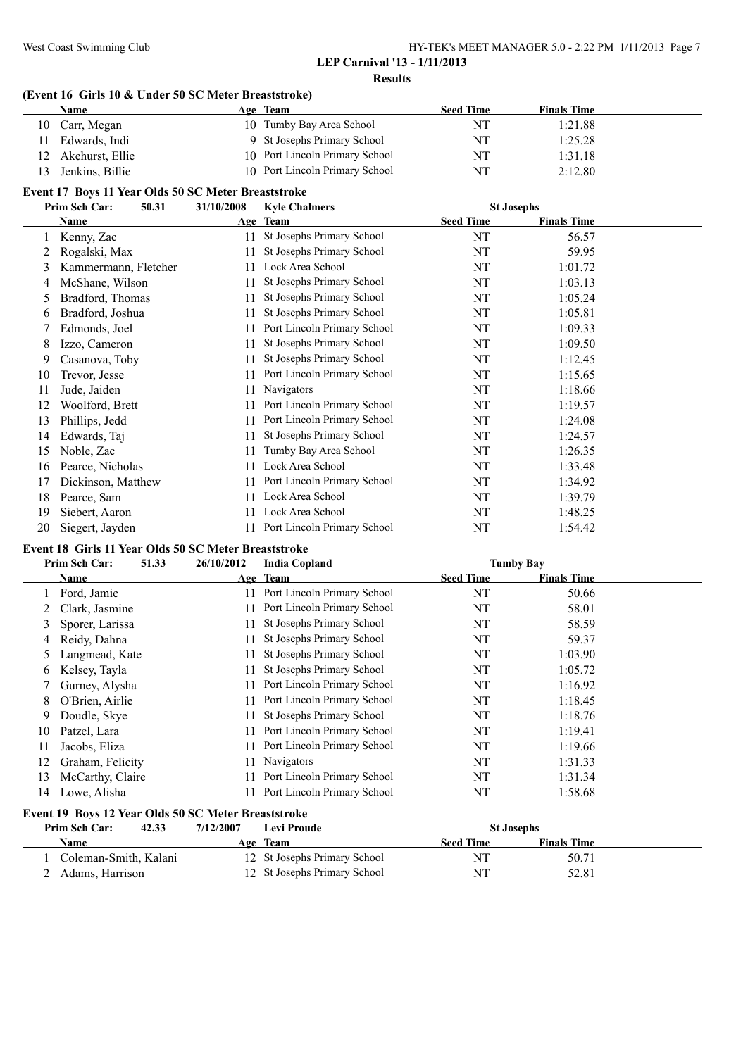**LEP Carnival '13 - 1/11/2013**

**Results**

### (Event 16 Girls 10 & Under 50 SC Meter Breaststroke)

| | Name | Age | Team | Seed Time | Finals Time |
|---|---|---|---|---|---|
| 10 | Carr, Megan | 10 | Tumby Bay Area School | NT | 1:21.88 |
| 11 | Edwards, Indi | 9 | St Josephs Primary School | NT | 1:25.28 |
| 12 | Akehurst, Ellie | 10 | Port Lincoln Primary School | NT | 1:31.18 |
| 13 | Jenkins, Billie | 10 | Port Lincoln Primary School | NT | 2:12.80 |

### Event 17 Boys 11 Year Olds 50 SC Meter Breaststroke

Prim Sch Car: 50.31 31/10/2008 Kyle Chalmers St Josephs

| | Name | Age | Team | Seed Time | Finals Time |
|---|---|---|---|---|---|
| 1 | Kenny, Zac | 11 | St Josephs Primary School | NT | 56.57 |
| 2 | Rogalski, Max | 11 | St Josephs Primary School | NT | 59.95 |
| 3 | Kammermann, Fletcher | 11 | Lock Area School | NT | 1:01.72 |
| 4 | McShane, Wilson | 11 | St Josephs Primary School | NT | 1:03.13 |
| 5 | Bradford, Thomas | 11 | St Josephs Primary School | NT | 1:05.24 |
| 6 | Bradford, Joshua | 11 | St Josephs Primary School | NT | 1:05.81 |
| 7 | Edmonds, Joel | 11 | Port Lincoln Primary School | NT | 1:09.33 |
| 8 | Izzo, Cameron | 11 | St Josephs Primary School | NT | 1:09.50 |
| 9 | Casanova, Toby | 11 | St Josephs Primary School | NT | 1:12.45 |
| 10 | Trevor, Jesse | 11 | Port Lincoln Primary School | NT | 1:15.65 |
| 11 | Jude, Jaiden | 11 | Navigators | NT | 1:18.66 |
| 12 | Woolford, Brett | 11 | Port Lincoln Primary School | NT | 1:19.57 |
| 13 | Phillips, Jedd | 11 | Port Lincoln Primary School | NT | 1:24.08 |
| 14 | Edwards, Taj | 11 | St Josephs Primary School | NT | 1:24.57 |
| 15 | Noble, Zac | 11 | Tumby Bay Area School | NT | 1:26.35 |
| 16 | Pearce, Nicholas | 11 | Lock Area School | NT | 1:33.48 |
| 17 | Dickinson, Matthew | 11 | Port Lincoln Primary School | NT | 1:34.92 |
| 18 | Pearce, Sam | 11 | Lock Area School | NT | 1:39.79 |
| 19 | Siebert, Aaron | 11 | Lock Area School | NT | 1:48.25 |
| 20 | Siegert, Jayden | 11 | Port Lincoln Primary School | NT | 1:54.42 |

### Event 18 Girls 11 Year Olds 50 SC Meter Breaststroke

Prim Sch Car: 51.33 26/10/2012 India Copland Tumby Bay

| | Name | Age | Team | Seed Time | Finals Time |
|---|---|---|---|---|---|
| 1 | Ford, Jamie | 11 | Port Lincoln Primary School | NT | 50.66 |
| 2 | Clark, Jasmine | 11 | Port Lincoln Primary School | NT | 58.01 |
| 3 | Sporer, Larissa | 11 | St Josephs Primary School | NT | 58.59 |
| 4 | Reidy, Dahna | 11 | St Josephs Primary School | NT | 59.37 |
| 5 | Langmead, Kate | 11 | St Josephs Primary School | NT | 1:03.90 |
| 6 | Kelsey, Tayla | 11 | St Josephs Primary School | NT | 1:05.72 |
| 7 | Gurney, Alysha | 11 | Port Lincoln Primary School | NT | 1:16.92 |
| 8 | O'Brien, Airlie | 11 | Port Lincoln Primary School | NT | 1:18.45 |
| 9 | Doudle, Skye | 11 | St Josephs Primary School | NT | 1:18.76 |
| 10 | Patzel, Lara | 11 | Port Lincoln Primary School | NT | 1:19.41 |
| 11 | Jacobs, Eliza | 11 | Port Lincoln Primary School | NT | 1:19.66 |
| 12 | Graham, Felicity | 11 | Navigators | NT | 1:31.33 |
| 13 | McCarthy, Claire | 11 | Port Lincoln Primary School | NT | 1:31.34 |
| 14 | Lowe, Alisha | 11 | Port Lincoln Primary School | NT | 1:58.68 |

### Event 19 Boys 12 Year Olds 50 SC Meter Breaststroke

Prim Sch Car: 42.33 7/12/2007 Levi Proude St Josephs

| | Name | Age | Team | Seed Time | Finals Time |
|---|---|---|---|---|---|
| 1 | Coleman-Smith, Kalani | 12 | St Josephs Primary School | NT | 50.71 |
| 2 | Adams, Harrison | 12 | St Josephs Primary School | NT | 52.81 |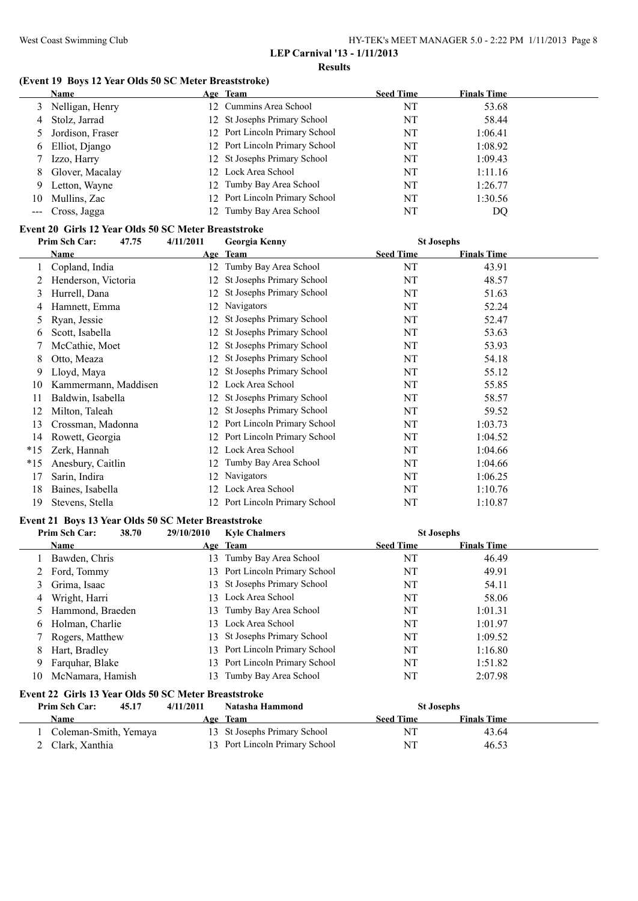**LEP Carnival '13 - 1/11/2013**

**Results**

### (Event 19 Boys 12 Year Olds 50 SC Meter Breaststroke)

| | Name | Age | Team | Seed Time | Finals Time |
|---|---|---|---|---|---|
| 3 | Nelligan, Henry | 12 | Cummins Area School | NT | 53.68 |
| 4 | Stolz, Jarrad | 12 | St Josephs Primary School | NT | 58.44 |
| 5 | Jordison, Fraser | 12 | Port Lincoln Primary School | NT | 1:06.41 |
| 6 | Elliot, Django | 12 | Port Lincoln Primary School | NT | 1:08.92 |
| 7 | Izzo, Harry | 12 | St Josephs Primary School | NT | 1:09.43 |
| 8 | Glover, Macalay | 12 | Lock Area School | NT | 1:11.16 |
| 9 | Letton, Wayne | 12 | Tumby Bay Area School | NT | 1:26.77 |
| 10 | Mullins, Zac | 12 | Port Lincoln Primary School | NT | 1:30.56 |
| --- | Cross, Jagga | 12 | Tumby Bay Area School | NT | DQ |

### Event 20 Girls 12 Year Olds 50 SC Meter Breaststroke

Prim Sch Car: 47.75 4/11/2011 Georgia Kenny St Josephs

| | Name | Age | Team | Seed Time | Finals Time |
|---|---|---|---|---|---|
| 1 | Copland, India | 12 | Tumby Bay Area School | NT | 43.91 |
| 2 | Henderson, Victoria | 12 | St Josephs Primary School | NT | 48.57 |
| 3 | Hurrell, Dana | 12 | St Josephs Primary School | NT | 51.63 |
| 4 | Hamnett, Emma | 12 | Navigators | NT | 52.24 |
| 5 | Ryan, Jessie | 12 | St Josephs Primary School | NT | 52.47 |
| 6 | Scott, Isabella | 12 | St Josephs Primary School | NT | 53.63 |
| 7 | McCathie, Moet | 12 | St Josephs Primary School | NT | 53.93 |
| 8 | Otto, Meaza | 12 | St Josephs Primary School | NT | 54.18 |
| 9 | Lloyd, Maya | 12 | St Josephs Primary School | NT | 55.12 |
| 10 | Kammermann, Maddisen | 12 | Lock Area School | NT | 55.85 |
| 11 | Baldwin, Isabella | 12 | St Josephs Primary School | NT | 58.57 |
| 12 | Milton, Taleah | 12 | St Josephs Primary School | NT | 59.52 |
| 13 | Crossman, Madonna | 12 | Port Lincoln Primary School | NT | 1:03.73 |
| 14 | Rowett, Georgia | 12 | Port Lincoln Primary School | NT | 1:04.52 |
| *15 | Zerk, Hannah | 12 | Lock Area School | NT | 1:04.66 |
| *15 | Anesbury, Caitlin | 12 | Tumby Bay Area School | NT | 1:04.66 |
| 17 | Sarin, Indira | 12 | Navigators | NT | 1:06.25 |
| 18 | Baines, Isabella | 12 | Lock Area School | NT | 1:10.76 |
| 19 | Stevens, Stella | 12 | Port Lincoln Primary School | NT | 1:10.87 |

### Event 21 Boys 13 Year Olds 50 SC Meter Breaststroke

Prim Sch Car: 38.70 29/10/2010 Kyle Chalmers St Josephs

| | Name | Age | Team | Seed Time | Finals Time |
|---|---|---|---|---|---|
| 1 | Bawden, Chris | 13 | Tumby Bay Area School | NT | 46.49 |
| 2 | Ford, Tommy | 13 | Port Lincoln Primary School | NT | 49.91 |
| 3 | Grima, Isaac | 13 | St Josephs Primary School | NT | 54.11 |
| 4 | Wright, Harri | 13 | Lock Area School | NT | 58.06 |
| 5 | Hammond, Braeden | 13 | Tumby Bay Area School | NT | 1:01.31 |
| 6 | Holman, Charlie | 13 | Lock Area School | NT | 1:01.97 |
| 7 | Rogers, Matthew | 13 | St Josephs Primary School | NT | 1:09.52 |
| 8 | Hart, Bradley | 13 | Port Lincoln Primary School | NT | 1:16.80 |
| 9 | Farquhar, Blake | 13 | Port Lincoln Primary School | NT | 1:51.82 |
| 10 | McNamara, Hamish | 13 | Tumby Bay Area School | NT | 2:07.98 |

### Event 22 Girls 13 Year Olds 50 SC Meter Breaststroke

Prim Sch Car: 45.17 4/11/2011 Natasha Hammond St Josephs

| | Name | Age | Team | Seed Time | Finals Time |
|---|---|---|---|---|---|
| 1 | Coleman-Smith, Yemaya | 13 | St Josephs Primary School | NT | 43.64 |
| 2 | Clark, Xanthia | 13 | Port Lincoln Primary School | NT | 46.53 |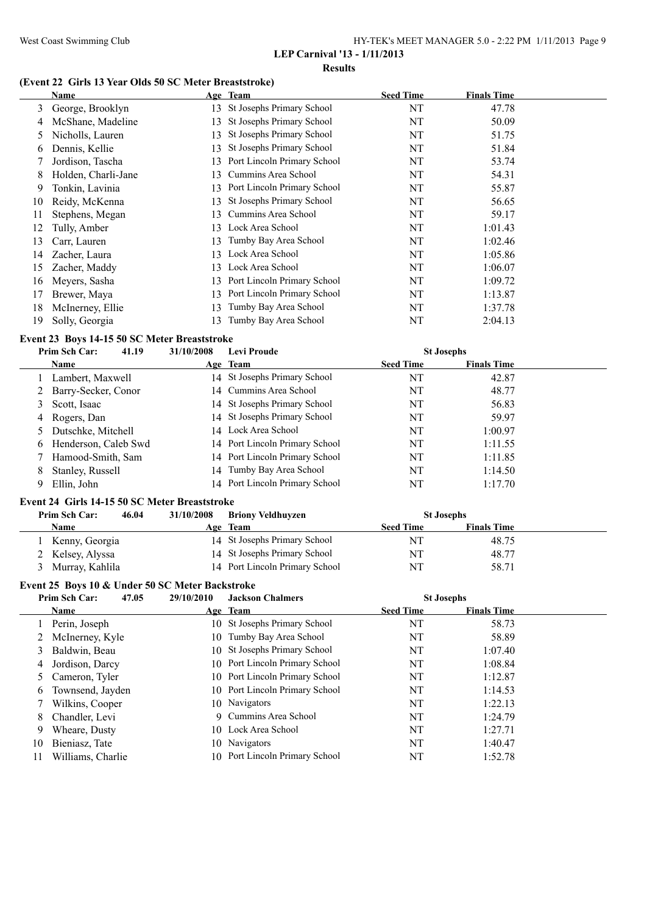**LEP Carnival '13 - 1/11/2013**

**Results**

### (Event 22 Girls 13 Year Olds 50 SC Meter Breaststroke)

| | Name | Age | Team | Seed Time | Finals Time |
|---|---|---|---|---|---|
| 3 | George, Brooklyn | 13 | St Josephs Primary School | NT | 47.78 |
| 4 | McShane, Madeline | 13 | St Josephs Primary School | NT | 50.09 |
| 5 | Nicholls, Lauren | 13 | St Josephs Primary School | NT | 51.75 |
| 6 | Dennis, Kellie | 13 | St Josephs Primary School | NT | 51.84 |
| 7 | Jordison, Tascha | 13 | Port Lincoln Primary School | NT | 53.74 |
| 8 | Holden, Charli-Jane | 13 | Cummins Area School | NT | 54.31 |
| 9 | Tonkin, Lavinia | 13 | Port Lincoln Primary School | NT | 55.87 |
| 10 | Reidy, McKenna | 13 | St Josephs Primary School | NT | 56.65 |
| 11 | Stephens, Megan | 13 | Cummins Area School | NT | 59.17 |
| 12 | Tully, Amber | 13 | Lock Area School | NT | 1:01.43 |
| 13 | Carr, Lauren | 13 | Tumby Bay Area School | NT | 1:02.46 |
| 14 | Zacher, Laura | 13 | Lock Area School | NT | 1:05.86 |
| 15 | Zacher, Maddy | 13 | Lock Area School | NT | 1:06.07 |
| 16 | Meyers, Sasha | 13 | Port Lincoln Primary School | NT | 1:09.72 |
| 17 | Brewer, Maya | 13 | Port Lincoln Primary School | NT | 1:13.87 |
| 18 | McInerney, Ellie | 13 | Tumby Bay Area School | NT | 1:37.78 |
| 19 | Solly, Georgia | 13 | Tumby Bay Area School | NT | 2:04.13 |

### Event 23 Boys 14-15 50 SC Meter Breaststroke

**Prim Sch Car: 41.19 31/10/2008 Levi Proude St Josephs**

| | Name | Age | Team | Seed Time | Finals Time |
|---|---|---|---|---|---|
| 1 | Lambert, Maxwell | 14 | St Josephs Primary School | NT | 42.87 |
| 2 | Barry-Secker, Conor | 14 | Cummins Area School | NT | 48.77 |
| 3 | Scott, Isaac | 14 | St Josephs Primary School | NT | 56.83 |
| 4 | Rogers, Dan | 14 | St Josephs Primary School | NT | 59.97 |
| 5 | Dutschke, Mitchell | 14 | Lock Area School | NT | 1:00.97 |
| 6 | Henderson, Caleb Swd | 14 | Port Lincoln Primary School | NT | 1:11.55 |
| 7 | Hamood-Smith, Sam | 14 | Port Lincoln Primary School | NT | 1:11.85 |
| 8 | Stanley, Russell | 14 | Tumby Bay Area School | NT | 1:14.50 |
| 9 | Ellin, John | 14 | Port Lincoln Primary School | NT | 1:17.70 |

### Event 24 Girls 14-15 50 SC Meter Breaststroke

**Prim Sch Car: 46.04 31/10/2008 Briony Veldhuyzen St Josephs**

| | Name | Age | Team | Seed Time | Finals Time |
|---|---|---|---|---|---|
| 1 | Kenny, Georgia | 14 | St Josephs Primary School | NT | 48.75 |
| 2 | Kelsey, Alyssa | 14 | St Josephs Primary School | NT | 48.77 |
| 3 | Murray, Kahlila | 14 | Port Lincoln Primary School | NT | 58.71 |

### Event 25 Boys 10 & Under 50 SC Meter Backstroke

**Prim Sch Car: 47.05 29/10/2010 Jackson Chalmers St Josephs**

| | Name | Age | Team | Seed Time | Finals Time |
|---|---|---|---|---|---|
| 1 | Perin, Joseph | 10 | St Josephs Primary School | NT | 58.73 |
| 2 | McInerney, Kyle | 10 | Tumby Bay Area School | NT | 58.89 |
| 3 | Baldwin, Beau | 10 | St Josephs Primary School | NT | 1:07.40 |
| 4 | Jordison, Darcy | 10 | Port Lincoln Primary School | NT | 1:08.84 |
| 5 | Cameron, Tyler | 10 | Port Lincoln Primary School | NT | 1:12.87 |
| 6 | Townsend, Jayden | 10 | Port Lincoln Primary School | NT | 1:14.53 |
| 7 | Wilkins, Cooper | 10 | Navigators | NT | 1:22.13 |
| 8 | Chandler, Levi | 9 | Cummins Area School | NT | 1:24.79 |
| 9 | Wheare, Dusty | 10 | Lock Area School | NT | 1:27.71 |
| 10 | Bieniasz, Tate | 10 | Navigators | NT | 1:40.47 |
| 11 | Williams, Charlie | 10 | Port Lincoln Primary School | NT | 1:52.78 |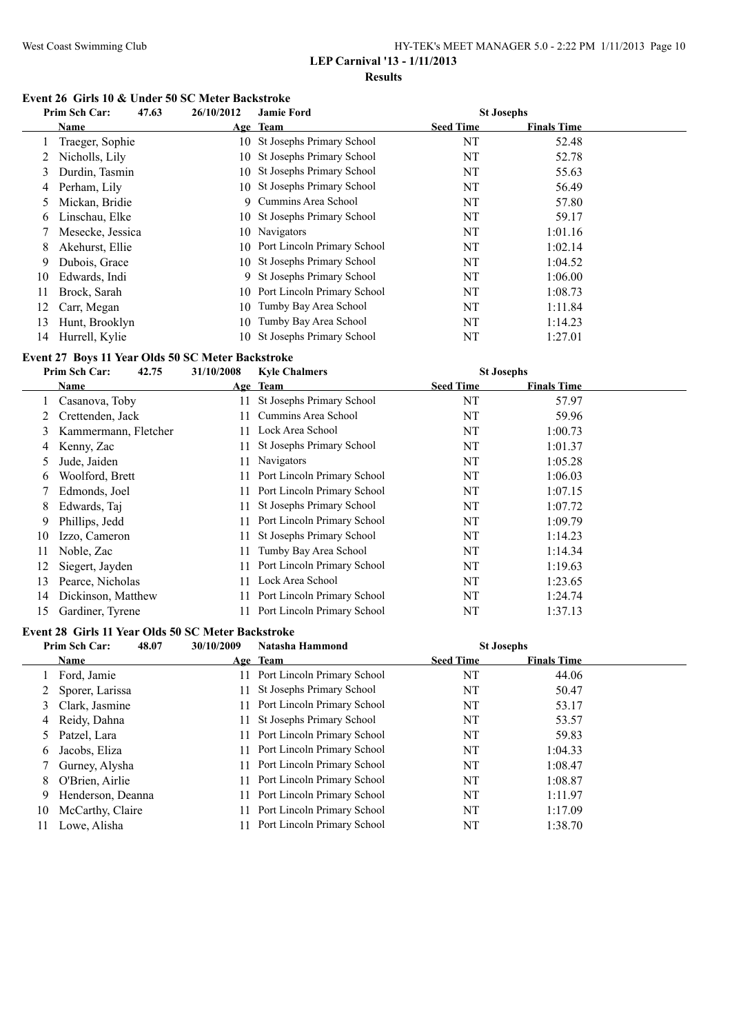## LEP Carnival '13 - 1/11/2013

### Results

#### Event 26 Girls 10 & Under 50 SC Meter Backstroke

Prim Sch Car: 47.63 26/10/2012 Jamie Ford St Josephs

| | Name | Age | Team | Seed Time | Finals Time |
|---|---|---|---|---|---|
| 1 | Traeger, Sophie | 10 | St Josephs Primary School | NT | 52.48 |
| 2 | Nicholls, Lily | 10 | St Josephs Primary School | NT | 52.78 |
| 3 | Durdin, Tasmin | 10 | St Josephs Primary School | NT | 55.63 |
| 4 | Perham, Lily | 10 | St Josephs Primary School | NT | 56.49 |
| 5 | Mickan, Bridie | 9 | Cummins Area School | NT | 57.80 |
| 6 | Linschau, Elke | 10 | St Josephs Primary School | NT | 59.17 |
| 7 | Mesecke, Jessica | 10 | Navigators | NT | 1:01.16 |
| 8 | Akehurst, Ellie | 10 | Port Lincoln Primary School | NT | 1:02.14 |
| 9 | Dubois, Grace | 10 | St Josephs Primary School | NT | 1:04.52 |
| 10 | Edwards, Indi | 9 | St Josephs Primary School | NT | 1:06.00 |
| 11 | Brock, Sarah | 10 | Port Lincoln Primary School | NT | 1:08.73 |
| 12 | Carr, Megan | 10 | Tumby Bay Area School | NT | 1:11.84 |
| 13 | Hunt, Brooklyn | 10 | Tumby Bay Area School | NT | 1:14.23 |
| 14 | Hurrell, Kylie | 10 | St Josephs Primary School | NT | 1:27.01 |

#### Event 27 Boys 11 Year Olds 50 SC Meter Backstroke

Prim Sch Car: 42.75 31/10/2008 Kyle Chalmers St Josephs

| | Name | Age | Team | Seed Time | Finals Time |
|---|---|---|---|---|---|
| 1 | Casanova, Toby | 11 | St Josephs Primary School | NT | 57.97 |
| 2 | Crettenden, Jack | 11 | Cummins Area School | NT | 59.96 |
| 3 | Kammermann, Fletcher | 11 | Lock Area School | NT | 1:00.73 |
| 4 | Kenny, Zac | 11 | St Josephs Primary School | NT | 1:01.37 |
| 5 | Jude, Jaiden | 11 | Navigators | NT | 1:05.28 |
| 6 | Woolford, Brett | 11 | Port Lincoln Primary School | NT | 1:06.03 |
| 7 | Edmonds, Joel | 11 | Port Lincoln Primary School | NT | 1:07.15 |
| 8 | Edwards, Taj | 11 | St Josephs Primary School | NT | 1:07.72 |
| 9 | Phillips, Jedd | 11 | Port Lincoln Primary School | NT | 1:09.79 |
| 10 | Izzo, Cameron | 11 | St Josephs Primary School | NT | 1:14.23 |
| 11 | Noble, Zac | 11 | Tumby Bay Area School | NT | 1:14.34 |
| 12 | Siegert, Jayden | 11 | Port Lincoln Primary School | NT | 1:19.63 |
| 13 | Pearce, Nicholas | 11 | Lock Area School | NT | 1:23.65 |
| 14 | Dickinson, Matthew | 11 | Port Lincoln Primary School | NT | 1:24.74 |
| 15 | Gardiner, Tyrene | 11 | Port Lincoln Primary School | NT | 1:37.13 |

#### Event 28 Girls 11 Year Olds 50 SC Meter Backstroke

Prim Sch Car: 48.07 30/10/2009 Natasha Hammond St Josephs

| | Name | Age | Team | Seed Time | Finals Time |
|---|---|---|---|---|---|
| 1 | Ford, Jamie | 11 | Port Lincoln Primary School | NT | 44.06 |
| 2 | Sporer, Larissa | 11 | St Josephs Primary School | NT | 50.47 |
| 3 | Clark, Jasmine | 11 | Port Lincoln Primary School | NT | 53.17 |
| 4 | Reidy, Dahna | 11 | St Josephs Primary School | NT | 53.57 |
| 5 | Patzel, Lara | 11 | Port Lincoln Primary School | NT | 59.83 |
| 6 | Jacobs, Eliza | 11 | Port Lincoln Primary School | NT | 1:04.33 |
| 7 | Gurney, Alysha | 11 | Port Lincoln Primary School | NT | 1:08.47 |
| 8 | O'Brien, Airlie | 11 | Port Lincoln Primary School | NT | 1:08.87 |
| 9 | Henderson, Deanna | 11 | Port Lincoln Primary School | NT | 1:11.97 |
| 10 | McCarthy, Claire | 11 | Port Lincoln Primary School | NT | 1:17.09 |
| 11 | Lowe, Alisha | 11 | Port Lincoln Primary School | NT | 1:38.70 |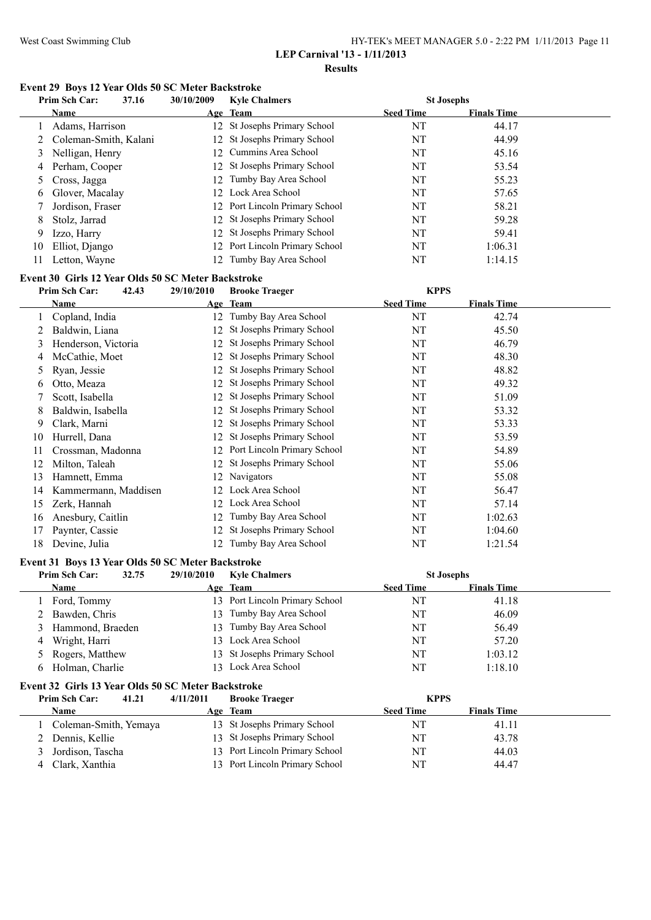# LEP Carnival '13 - 1/11/2013

## Results

### Event 29 Boys 12 Year Olds 50 SC Meter Backstroke

Prim Sch Car: 37.16 30/10/2009 Kyle Chalmers St Josephs

| | Name | Age | Team | Seed Time | Finals Time |
|---|---|---|---|---|---|
| 1 | Adams, Harrison | 12 | St Josephs Primary School | NT | 44.17 |
| 2 | Coleman-Smith, Kalani | 12 | St Josephs Primary School | NT | 44.99 |
| 3 | Nelligan, Henry | 12 | Cummins Area School | NT | 45.16 |
| 4 | Perham, Cooper | 12 | St Josephs Primary School | NT | 53.54 |
| 5 | Cross, Jagga | 12 | Tumby Bay Area School | NT | 55.23 |
| 6 | Glover, Macalay | 12 | Lock Area School | NT | 57.65 |
| 7 | Jordison, Fraser | 12 | Port Lincoln Primary School | NT | 58.21 |
| 8 | Stolz, Jarrad | 12 | St Josephs Primary School | NT | 59.28 |
| 9 | Izzo, Harry | 12 | St Josephs Primary School | NT | 59.41 |
| 10 | Elliot, Django | 12 | Port Lincoln Primary School | NT | 1:06.31 |
| 11 | Letton, Wayne | 12 | Tumby Bay Area School | NT | 1:14.15 |

### Event 30 Girls 12 Year Olds 50 SC Meter Backstroke

Prim Sch Car: 42.43 29/10/2010 Brooke Traeger KPPS

| | Name | Age | Team | Seed Time | Finals Time |
|---|---|---|---|---|---|
| 1 | Copland, India | 12 | Tumby Bay Area School | NT | 42.74 |
| 2 | Baldwin, Liana | 12 | St Josephs Primary School | NT | 45.50 |
| 3 | Henderson, Victoria | 12 | St Josephs Primary School | NT | 46.79 |
| 4 | McCathie, Moet | 12 | St Josephs Primary School | NT | 48.30 |
| 5 | Ryan, Jessie | 12 | St Josephs Primary School | NT | 48.82 |
| 6 | Otto, Meaza | 12 | St Josephs Primary School | NT | 49.32 |
| 7 | Scott, Isabella | 12 | St Josephs Primary School | NT | 51.09 |
| 8 | Baldwin, Isabella | 12 | St Josephs Primary School | NT | 53.32 |
| 9 | Clark, Marni | 12 | St Josephs Primary School | NT | 53.33 |
| 10 | Hurrell, Dana | 12 | St Josephs Primary School | NT | 53.59 |
| 11 | Crossman, Madonna | 12 | Port Lincoln Primary School | NT | 54.89 |
| 12 | Milton, Taleah | 12 | St Josephs Primary School | NT | 55.06 |
| 13 | Hamnett, Emma | 12 | Navigators | NT | 55.08 |
| 14 | Kammermann, Maddisen | 12 | Lock Area School | NT | 56.47 |
| 15 | Zerk, Hannah | 12 | Lock Area School | NT | 57.14 |
| 16 | Anesbury, Caitlin | 12 | Tumby Bay Area School | NT | 1:02.63 |
| 17 | Paynter, Cassie | 12 | St Josephs Primary School | NT | 1:04.60 |
| 18 | Devine, Julia | 12 | Tumby Bay Area School | NT | 1:21.54 |

### Event 31 Boys 13 Year Olds 50 SC Meter Backstroke

Prim Sch Car: 32.75 29/10/2010 Kyle Chalmers St Josephs

| | Name | Age | Team | Seed Time | Finals Time |
|---|---|---|---|---|---|
| 1 | Ford, Tommy | 13 | Port Lincoln Primary School | NT | 41.18 |
| 2 | Bawden, Chris | 13 | Tumby Bay Area School | NT | 46.09 |
| 3 | Hammond, Braeden | 13 | Tumby Bay Area School | NT | 56.49 |
| 4 | Wright, Harri | 13 | Lock Area School | NT | 57.20 |
| 5 | Rogers, Matthew | 13 | St Josephs Primary School | NT | 1:03.12 |
| 6 | Holman, Charlie | 13 | Lock Area School | NT | 1:18.10 |

### Event 32 Girls 13 Year Olds 50 SC Meter Backstroke

Prim Sch Car: 41.21 4/11/2011 Brooke Traeger KPPS

| | Name | Age | Team | Seed Time | Finals Time |
|---|---|---|---|---|---|
| 1 | Coleman-Smith, Yemaya | 13 | St Josephs Primary School | NT | 41.11 |
| 2 | Dennis, Kellie | 13 | St Josephs Primary School | NT | 43.78 |
| 3 | Jordison, Tascha | 13 | Port Lincoln Primary School | NT | 44.03 |
| 4 | Clark, Xanthia | 13 | Port Lincoln Primary School | NT | 44.47 |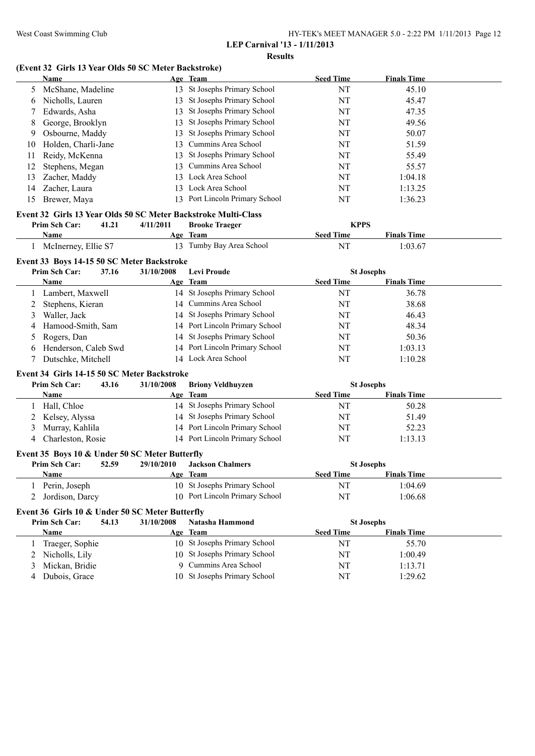## (Event 32 Girls 13 Year Olds 50 SC Meter Backstroke)

| | Name | Age | Team | Seed Time | Finals Time |
|---|---|---|---|---|---|
| 5 | McShane, Madeline | 13 | St Josephs Primary School | NT | 45.10 |
| 6 | Nicholls, Lauren | 13 | St Josephs Primary School | NT | 45.47 |
| 7 | Edwards, Asha | 13 | St Josephs Primary School | NT | 47.35 |
| 8 | George, Brooklyn | 13 | St Josephs Primary School | NT | 49.56 |
| 9 | Osbourne, Maddy | 13 | St Josephs Primary School | NT | 50.07 |
| 10 | Holden, Charli-Jane | 13 | Cummins Area School | NT | 51.59 |
| 11 | Reidy, McKenna | 13 | St Josephs Primary School | NT | 55.49 |
| 12 | Stephens, Megan | 13 | Cummins Area School | NT | 55.57 |
| 13 | Zacher, Maddy | 13 | Lock Area School | NT | 1:04.18 |
| 14 | Zacher, Laura | 13 | Lock Area School | NT | 1:13.25 |
| 15 | Brewer, Maya | 13 | Port Lincoln Primary School | NT | 1:36.23 |

## Event 32 Girls 13 Year Olds 50 SC Meter Backstroke Multi-Class

Prim Sch Car: 41.21 4/11/2011 Brooke Traeger KPPS

| | Name | Age | Team | Seed Time | Finals Time |
|---|---|---|---|---|---|
| 1 | McInerney, Ellie S7 | 13 | Tumby Bay Area School | NT | 1:03.67 |

## Event 33 Boys 14-15 50 SC Meter Backstroke

Prim Sch Car: 37.16 31/10/2008 Levi Proude St Josephs

| | Name | Age | Team | Seed Time | Finals Time |
|---|---|---|---|---|---|
| 1 | Lambert, Maxwell | 14 | St Josephs Primary School | NT | 36.78 |
| 2 | Stephens, Kieran | 14 | Cummins Area School | NT | 38.68 |
| 3 | Waller, Jack | 14 | St Josephs Primary School | NT | 46.43 |
| 4 | Hamood-Smith, Sam | 14 | Port Lincoln Primary School | NT | 48.34 |
| 5 | Rogers, Dan | 14 | St Josephs Primary School | NT | 50.36 |
| 6 | Henderson, Caleb Swd | 14 | Port Lincoln Primary School | NT | 1:03.13 |
| 7 | Dutschke, Mitchell | 14 | Lock Area School | NT | 1:10.28 |

## Event 34 Girls 14-15 50 SC Meter Backstroke

Prim Sch Car: 43.16 31/10/2008 Briony Veldhuyzen St Josephs

| | Name | Age | Team | Seed Time | Finals Time |
|---|---|---|---|---|---|
| 1 | Hall, Chloe | 14 | St Josephs Primary School | NT | 50.28 |
| 2 | Kelsey, Alyssa | 14 | St Josephs Primary School | NT | 51.49 |
| 3 | Murray, Kahlila | 14 | Port Lincoln Primary School | NT | 52.23 |
| 4 | Charleston, Rosie | 14 | Port Lincoln Primary School | NT | 1:13.13 |

## Event 35 Boys 10 & Under 50 SC Meter Butterfly

Prim Sch Car: 52.59 29/10/2010 Jackson Chalmers St Josephs

| | Name | Age | Team | Seed Time | Finals Time |
|---|---|---|---|---|---|
| 1 | Perin, Joseph | 10 | St Josephs Primary School | NT | 1:04.69 |
| 2 | Jordison, Darcy | 10 | Port Lincoln Primary School | NT | 1:06.68 |

## Event 36 Girls 10 & Under 50 SC Meter Butterfly

Prim Sch Car: 54.13 31/10/2008 Natasha Hammond St Josephs

| | Name | Age | Team | Seed Time | Finals Time |
|---|---|---|---|---|---|
| 1 | Traeger, Sophie | 10 | St Josephs Primary School | NT | 55.70 |
| 2 | Nicholls, Lily | 10 | St Josephs Primary School | NT | 1:00.49 |
| 3 | Mickan, Bridie | 9 | Cummins Area School | NT | 1:13.71 |
| 4 | Dubois, Grace | 10 | St Josephs Primary School | NT | 1:29.62 |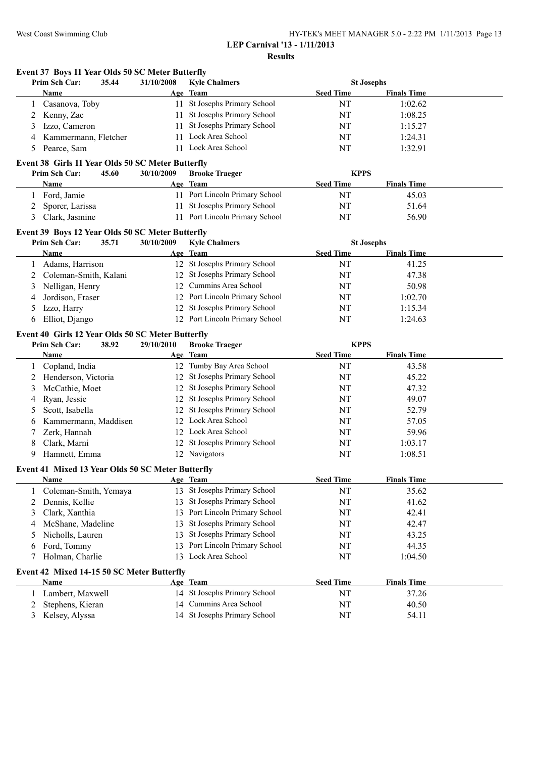**LEP Carnival '13 - 1/11/2013**

**Results**

### Event 37 Boys 11 Year Olds 50 SC Meter Butterfly

**Prim Sch Car:** 35.44 31/10/2008 **Kyle Chalmers** **St Josephs**

| | Name | Age | Team | Seed Time | Finals Time |
|---|---|---|---|---|---|
| 1 | Casanova, Toby | 11 | St Josephs Primary School | NT | 1:02.62 |
| 2 | Kenny, Zac | 11 | St Josephs Primary School | NT | 1:08.25 |
| 3 | Izzo, Cameron | 11 | St Josephs Primary School | NT | 1:15.27 |
| 4 | Kammermann, Fletcher | 11 | Lock Area School | NT | 1:24.31 |
| 5 | Pearce, Sam | 11 | Lock Area School | NT | 1:32.91 |

### Event 38 Girls 11 Year Olds 50 SC Meter Butterfly

**Prim Sch Car:** 45.60 30/10/2009 **Brooke Traeger** **KPPS**

| | Name | Age | Team | Seed Time | Finals Time |
|---|---|---|---|---|---|
| 1 | Ford, Jamie | 11 | Port Lincoln Primary School | NT | 45.03 |
| 2 | Sporer, Larissa | 11 | St Josephs Primary School | NT | 51.64 |
| 3 | Clark, Jasmine | 11 | Port Lincoln Primary School | NT | 56.90 |

### Event 39 Boys 12 Year Olds 50 SC Meter Butterfly

**Prim Sch Car:** 35.71 30/10/2009 **Kyle Chalmers** **St Josephs**

| | Name | Age | Team | Seed Time | Finals Time |
|---|---|---|---|---|---|
| 1 | Adams, Harrison | 12 | St Josephs Primary School | NT | 41.25 |
| 2 | Coleman-Smith, Kalani | 12 | St Josephs Primary School | NT | 47.38 |
| 3 | Nelligan, Henry | 12 | Cummins Area School | NT | 50.98 |
| 4 | Jordison, Fraser | 12 | Port Lincoln Primary School | NT | 1:02.70 |
| 5 | Izzo, Harry | 12 | St Josephs Primary School | NT | 1:15.34 |
| 6 | Elliot, Django | 12 | Port Lincoln Primary School | NT | 1:24.63 |

### Event 40 Girls 12 Year Olds 50 SC Meter Butterfly

**Prim Sch Car:** 38.92 29/10/2010 **Brooke Traeger** **KPPS**

| | Name | Age | Team | Seed Time | Finals Time |
|---|---|---|---|---|---|
| 1 | Copland, India | 12 | Tumby Bay Area School | NT | 43.58 |
| 2 | Henderson, Victoria | 12 | St Josephs Primary School | NT | 45.22 |
| 3 | McCathie, Moet | 12 | St Josephs Primary School | NT | 47.32 |
| 4 | Ryan, Jessie | 12 | St Josephs Primary School | NT | 49.07 |
| 5 | Scott, Isabella | 12 | St Josephs Primary School | NT | 52.79 |
| 6 | Kammermann, Maddisen | 12 | Lock Area School | NT | 57.05 |
| 7 | Zerk, Hannah | 12 | Lock Area School | NT | 59.96 |
| 8 | Clark, Marni | 12 | St Josephs Primary School | NT | 1:03.17 |
| 9 | Hamnett, Emma | 12 | Navigators | NT | 1:08.51 |

### Event 41 Mixed 13 Year Olds 50 SC Meter Butterfly

| | Name | Age | Team | Seed Time | Finals Time |
|---|---|---|---|---|---|
| 1 | Coleman-Smith, Yemaya | 13 | St Josephs Primary School | NT | 35.62 |
| 2 | Dennis, Kellie | 13 | St Josephs Primary School | NT | 41.62 |
| 3 | Clark, Xanthia | 13 | Port Lincoln Primary School | NT | 42.41 |
| 4 | McShane, Madeline | 13 | St Josephs Primary School | NT | 42.47 |
| 5 | Nicholls, Lauren | 13 | St Josephs Primary School | NT | 43.25 |
| 6 | Ford, Tommy | 13 | Port Lincoln Primary School | NT | 44.35 |
| 7 | Holman, Charlie | 13 | Lock Area School | NT | 1:04.50 |

### Event 42 Mixed 14-15 50 SC Meter Butterfly

| | Name | Age | Team | Seed Time | Finals Time |
|---|---|---|---|---|---|
| 1 | Lambert, Maxwell | 14 | St Josephs Primary School | NT | 37.26 |
| 2 | Stephens, Kieran | 14 | Cummins Area School | NT | 40.50 |
| 3 | Kelsey, Alyssa | 14 | St Josephs Primary School | NT | 54.11 |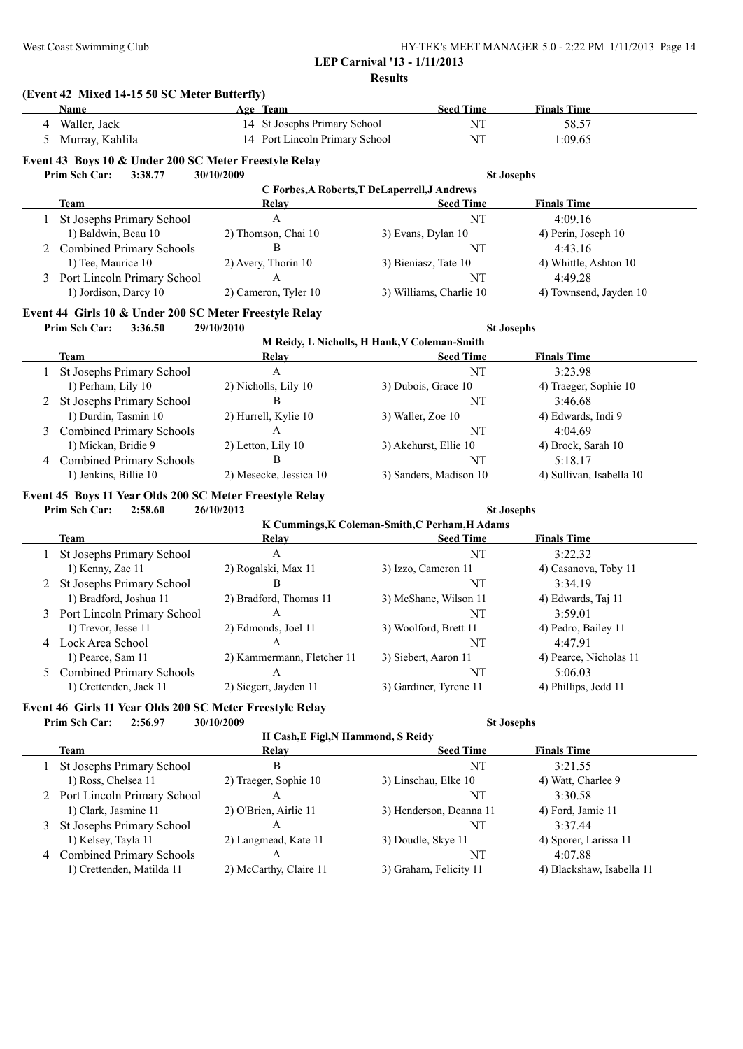**LEP Carnival '13 - 1/11/2013**

**Results**

**(Event 42 Mixed 14-15 50 SC Meter Butterfly)**

| | Name | Age | Team | Seed Time | Finals Time |
|---|---|---|---|---|---|
| 4 | Waller, Jack | 14 | St Josephs Primary School | NT | 58.57 |
| 5 | Murray, Kahlila | 14 | Port Lincoln Primary School | NT | 1:09.65 |

**Event 43 Boys 10 & Under 200 SC Meter Freestyle Relay**

**Prim Sch Car: 3:38.77 30/10/2009 St Josephs**

C Forbes,A Roberts,T DeLaperrell,J Andrews

| | Team | Relay | Seed Time | Finals Time |
|---|---|---|---|---|
| 1 | St Josephs Primary School | A | NT | 4:09.16 |
| | 1) Baldwin, Beau 10 | 2) Thomson, Chai 10 | 3) Evans, Dylan 10 | 4) Perin, Joseph 10 |
| 2 | Combined Primary Schools | B | NT | 4:43.16 |
| | 1) Tee, Maurice 10 | 2) Avery, Thorin 10 | 3) Bieniasz, Tate 10 | 4) Whittle, Ashton 10 |
| 3 | Port Lincoln Primary School | A | NT | 4:49.28 |
| | 1) Jordison, Darcy 10 | 2) Cameron, Tyler 10 | 3) Williams, Charlie 10 | 4) Townsend, Jayden 10 |

**Event 44 Girls 10 & Under 200 SC Meter Freestyle Relay**

**Prim Sch Car: 3:36.50 29/10/2010 St Josephs**

M Reidy, L Nicholls, H Hank,Y Coleman-Smith

| | Team | Relay | Seed Time | Finals Time |
|---|---|---|---|---|
| 1 | St Josephs Primary School | A | NT | 3:23.98 |
| | 1) Perham, Lily 10 | 2) Nicholls, Lily 10 | 3) Dubois, Grace 10 | 4) Traeger, Sophie 10 |
| 2 | St Josephs Primary School | B | NT | 3:46.68 |
| | 1) Durdin, Tasmin 10 | 2) Hurrell, Kylie 10 | 3) Waller, Zoe 10 | 4) Edwards, Indi 9 |
| 3 | Combined Primary Schools | A | NT | 4:04.69 |
| | 1) Mickan, Bridie 9 | 2) Letton, Lily 10 | 3) Akehurst, Ellie 10 | 4) Brock, Sarah 10 |
| 4 | Combined Primary Schools | B | NT | 5:18.17 |
| | 1) Jenkins, Billie 10 | 2) Mesecke, Jessica 10 | 3) Sanders, Madison 10 | 4) Sullivan, Isabella 10 |

**Event 45 Boys 11 Year Olds 200 SC Meter Freestyle Relay**

**Prim Sch Car: 2:58.60 26/10/2012 St Josephs**

K Cummings,K Coleman-Smith,C Perham,H Adams

| | Team | Relay | Seed Time | Finals Time |
|---|---|---|---|---|
| 1 | St Josephs Primary School | A | NT | 3:22.32 |
| | 1) Kenny, Zac 11 | 2) Rogalski, Max 11 | 3) Izzo, Cameron 11 | 4) Casanova, Toby 11 |
| 2 | St Josephs Primary School | B | NT | 3:34.19 |
| | 1) Bradford, Joshua 11 | 2) Bradford, Thomas 11 | 3) McShane, Wilson 11 | 4) Edwards, Taj 11 |
| 3 | Port Lincoln Primary School | A | NT | 3:59.01 |
| | 1) Trevor, Jesse 11 | 2) Edmonds, Joel 11 | 3) Woolford, Brett 11 | 4) Pedro, Bailey 11 |
| 4 | Lock Area School | A | NT | 4:47.91 |
| | 1) Pearce, Sam 11 | 2) Kammermann, Fletcher 11 | 3) Siebert, Aaron 11 | 4) Pearce, Nicholas 11 |
| 5 | Combined Primary Schools | A | NT | 5:06.03 |
| | 1) Crettenden, Jack 11 | 2) Siegert, Jayden 11 | 3) Gardiner, Tyrene 11 | 4) Phillips, Jedd 11 |

**Event 46 Girls 11 Year Olds 200 SC Meter Freestyle Relay**

**Prim Sch Car: 2:56.97 30/10/2009 St Josephs**

H Cash,E Figl,N Hammond, S Reidy

| | Team | Relay | Seed Time | Finals Time |
|---|---|---|---|---|
| 1 | St Josephs Primary School | B | NT | 3:21.55 |
| | 1) Ross, Chelsea 11 | 2) Traeger, Sophie 10 | 3) Linschau, Elke 10 | 4) Watt, Charlee 9 |
| 2 | Port Lincoln Primary School | A | NT | 3:30.58 |
| | 1) Clark, Jasmine 11 | 2) O'Brien, Airlie 11 | 3) Henderson, Deanna 11 | 4) Ford, Jamie 11 |
| 3 | St Josephs Primary School | A | NT | 3:37.44 |
| | 1) Kelsey, Tayla 11 | 2) Langmead, Kate 11 | 3) Doudle, Skye 11 | 4) Sporer, Larissa 11 |
| 4 | Combined Primary Schools | A | NT | 4:07.88 |
| | 1) Crettenden, Matilda 11 | 2) McCarthy, Claire 11 | 3) Graham, Felicity 11 | 4) Blackshaw, Isabella 11 |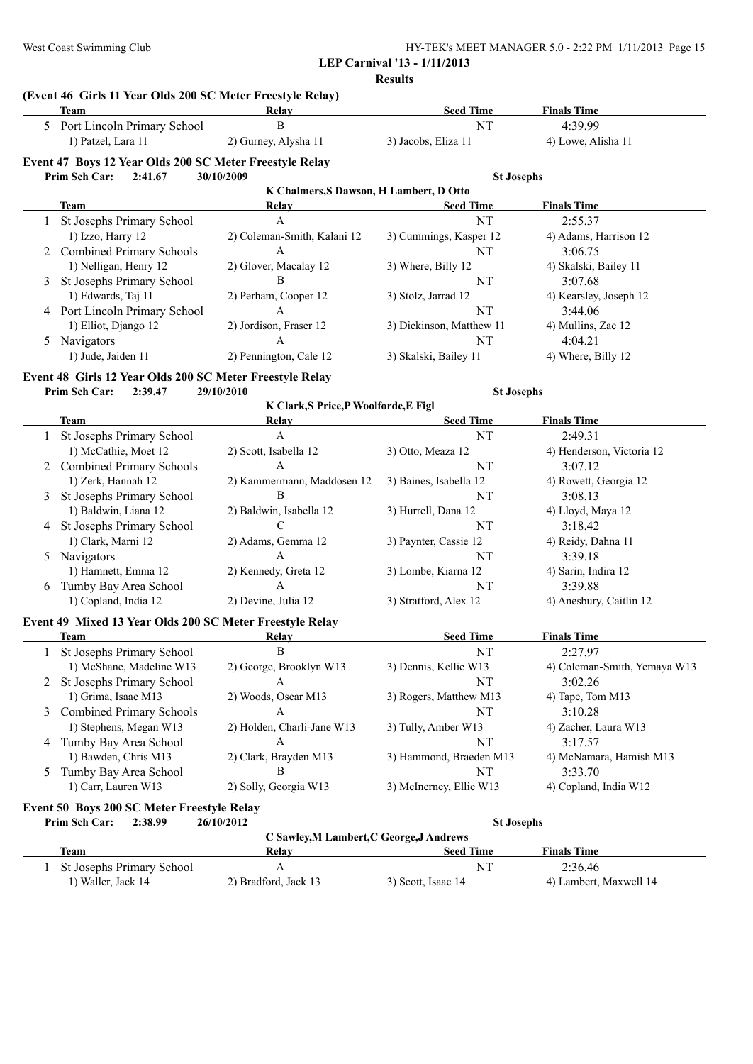**LEP Carnival '13 - 1/11/2013**

**Results**

**(Event 46 Girls 11 Year Olds 200 SC Meter Freestyle Relay)**

| | Team | Relay | Seed Time | Finals Time |
|---|---|---|---|---|
| 5 | Port Lincoln Primary School | B | NT | 4:39.99 |
| | 1) Patzel, Lara 11 | 2) Gurney, Alysha 11 | 3) Jacobs, Eliza 11 | 4) Lowe, Alisha 11 |

**Event 47 Boys 12 Year Olds 200 SC Meter Freestyle Relay**

Prim Sch Car: 2:41.67 30/10/2009 St Josephs

K Chalmers,S Dawson, H Lambert, D Otto

| | Team | Relay | Seed Time | Finals Time |
|---|---|---|---|---|
| 1 | St Josephs Primary School | A | NT | 2:55.37 |
| | 1) Izzo, Harry 12 | 2) Coleman-Smith, Kalani 12 | 3) Cummings, Kasper 12 | 4) Adams, Harrison 12 |
| 2 | Combined Primary Schools | A | NT | 3:06.75 |
| | 1) Nelligan, Henry 12 | 2) Glover, Macalay 12 | 3) Where, Billy 12 | 4) Skalski, Bailey 11 |
| 3 | St Josephs Primary School | B | NT | 3:07.68 |
| | 1) Edwards, Taj 11 | 2) Perham, Cooper 12 | 3) Stolz, Jarrad 12 | 4) Kearsley, Joseph 12 |
| 4 | Port Lincoln Primary School | A | NT | 3:44.06 |
| | 1) Elliot, Django 12 | 2) Jordison, Fraser 12 | 3) Dickinson, Matthew 11 | 4) Mullins, Zac 12 |
| 5 | Navigators | A | NT | 4:04.21 |
| | 1) Jude, Jaiden 11 | 2) Pennington, Cale 12 | 3) Skalski, Bailey 11 | 4) Where, Billy 12 |

**Event 48 Girls 12 Year Olds 200 SC Meter Freestyle Relay**

Prim Sch Car: 2:39.47 29/10/2010 St Josephs

K Clark,S Price,P Woolforde,E Figl

| | Team | Relay | Seed Time | Finals Time |
|---|---|---|---|---|
| 1 | St Josephs Primary School | A | NT | 2:49.31 |
| | 1) McCathie, Moet 12 | 2) Scott, Isabella 12 | 3) Otto, Meaza 12 | 4) Henderson, Victoria 12 |
| 2 | Combined Primary Schools | A | NT | 3:07.12 |
| | 1) Zerk, Hannah 12 | 2) Kammermann, Maddosen 12 | 3) Baines, Isabella 12 | 4) Rowett, Georgia 12 |
| 3 | St Josephs Primary School | B | NT | 3:08.13 |
| | 1) Baldwin, Liana 12 | 2) Baldwin, Isabella 12 | 3) Hurrell, Dana 12 | 4) Lloyd, Maya 12 |
| 4 | St Josephs Primary School | C | NT | 3:18.42 |
| | 1) Clark, Marni 12 | 2) Adams, Gemma 12 | 3) Paynter, Cassie 12 | 4) Reidy, Dahna 11 |
| 5 | Navigators | A | NT | 3:39.18 |
| | 1) Hamnett, Emma 12 | 2) Kennedy, Greta 12 | 3) Lombe, Kiarna 12 | 4) Sarin, Indira 12 |
| 6 | Tumby Bay Area School | A | NT | 3:39.88 |
| | 1) Copland, India 12 | 2) Devine, Julia 12 | 3) Stratford, Alex 12 | 4) Anesbury, Caitlin 12 |

**Event 49 Mixed 13 Year Olds 200 SC Meter Freestyle Relay**

| | Team | Relay | Seed Time | Finals Time |
|---|---|---|---|---|
| 1 | St Josephs Primary School | B | NT | 2:27.97 |
| | 1) McShane, Madeline W13 | 2) George, Brooklyn W13 | 3) Dennis, Kellie W13 | 4) Coleman-Smith, Yemaya W13 |
| 2 | St Josephs Primary School | A | NT | 3:02.26 |
| | 1) Grima, Isaac M13 | 2) Woods, Oscar M13 | 3) Rogers, Matthew M13 | 4) Tape, Tom M13 |
| 3 | Combined Primary Schools | A | NT | 3:10.28 |
| | 1) Stephens, Megan W13 | 2) Holden, Charli-Jane W13 | 3) Tully, Amber W13 | 4) Zacher, Laura W13 |
| 4 | Tumby Bay Area School | A | NT | 3:17.57 |
| | 1) Bawden, Chris M13 | 2) Clark, Brayden M13 | 3) Hammond, Braeden M13 | 4) McNamara, Hamish M13 |
| 5 | Tumby Bay Area School | B | NT | 3:33.70 |
| | 1) Carr, Lauren W13 | 2) Solly, Georgia W13 | 3) McInerney, Ellie W13 | 4) Copland, India W12 |

**Event 50 Boys 200 SC Meter Freestyle Relay**

Prim Sch Car: 2:38.99 26/10/2012 St Josephs

C Sawley,M Lambert,C George,J Andrews

| | Team | Relay | Seed Time | Finals Time |
|---|---|---|---|---|
| 1 | St Josephs Primary School | A | NT | 2:36.46 |
| | 1) Waller, Jack 14 | 2) Bradford, Jack 13 | 3) Scott, Isaac 14 | 4) Lambert, Maxwell 14 |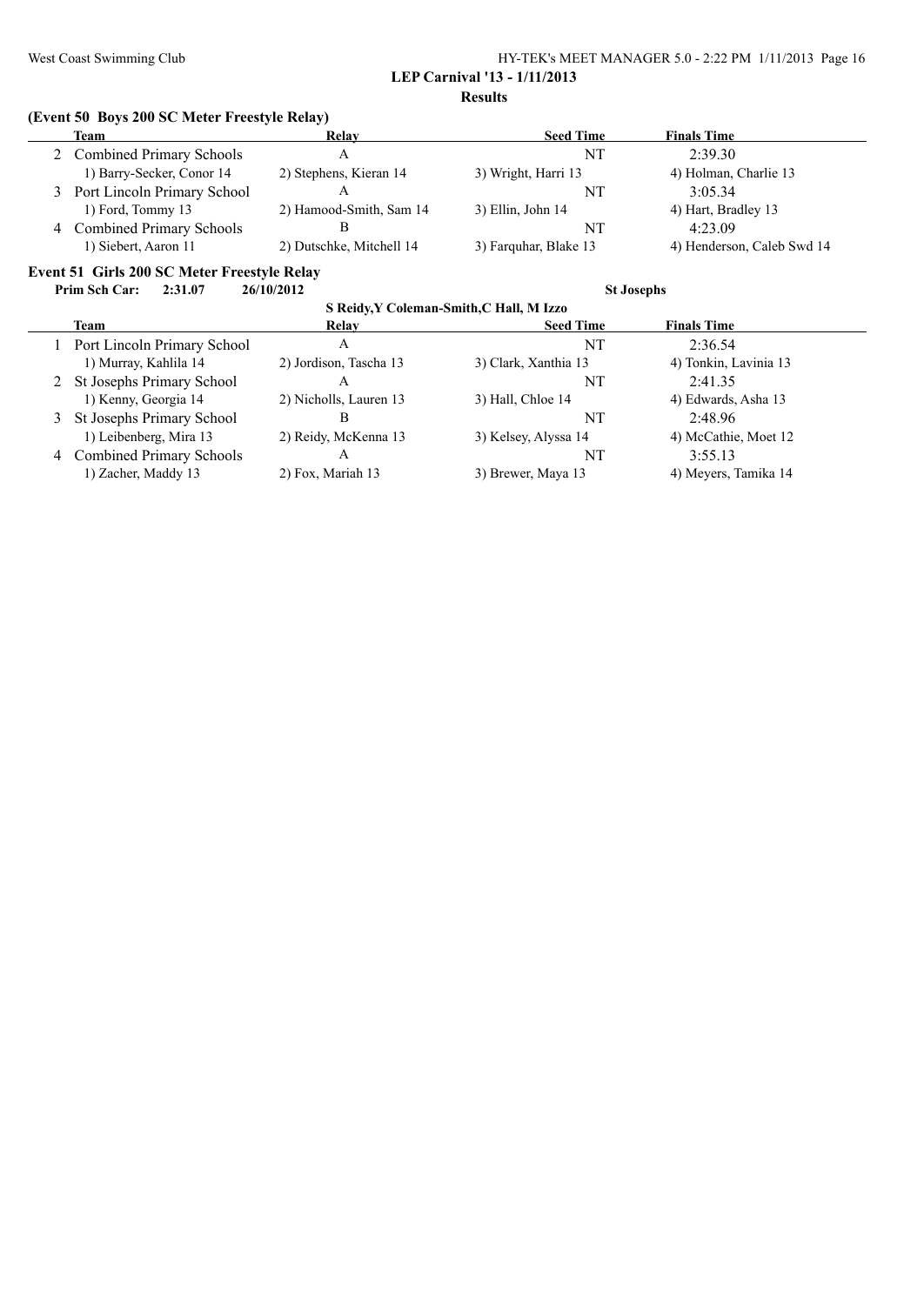## (Event 50 Boys 200 SC Meter Freestyle Relay)

| | Team | Relay | Seed Time | Finals Time |
|---|---|---|---|---|
| 2 | Combined Primary Schools | A | NT | 2:39.30 |
| | 1) Barry-Secker, Conor 14 | 2) Stephens, Kieran 14 | 3) Wright, Harri 13 | 4) Holman, Charlie 13 |
| 3 | Port Lincoln Primary School | A | NT | 3:05.34 |
| | 1) Ford, Tommy 13 | 2) Hamood-Smith, Sam 14 | 3) Ellin, John 14 | 4) Hart, Bradley 13 |
| 4 | Combined Primary Schools | B | NT | 4:23.09 |
| | 1) Siebert, Aaron 11 | 2) Dutschke, Mitchell 14 | 3) Farquhar, Blake 13 | 4) Henderson, Caleb Swd 14 |

## Event 51 Girls 200 SC Meter Freestyle Relay

**Prim Sch Car: 2:31.07 26/10/2012 St Josephs**

**S Reidy,Y Coleman-Smith,C Hall, M Izzo**

| | Team | Relay | Seed Time | Finals Time |
|---|---|---|---|---|
| 1 | Port Lincoln Primary School | A | NT | 2:36.54 |
| | 1) Murray, Kahlila 14 | 2) Jordison, Tascha 13 | 3) Clark, Xanthia 13 | 4) Tonkin, Lavinia 13 |
| 2 | St Josephs Primary School | A | NT | 2:41.35 |
| | 1) Kenny, Georgia 14 | 2) Nicholls, Lauren 13 | 3) Hall, Chloe 14 | 4) Edwards, Asha 13 |
| 3 | St Josephs Primary School | B | NT | 2:48.96 |
| | 1) Leibenberg, Mira 13 | 2) Reidy, McKenna 13 | 3) Kelsey, Alyssa 14 | 4) McCathie, Moet 12 |
| 4 | Combined Primary Schools | A | NT | 3:55.13 |
| | 1) Zacher, Maddy 13 | 2) Fox, Mariah 13 | 3) Brewer, Maya 13 | 4) Meyers, Tamika 14 |